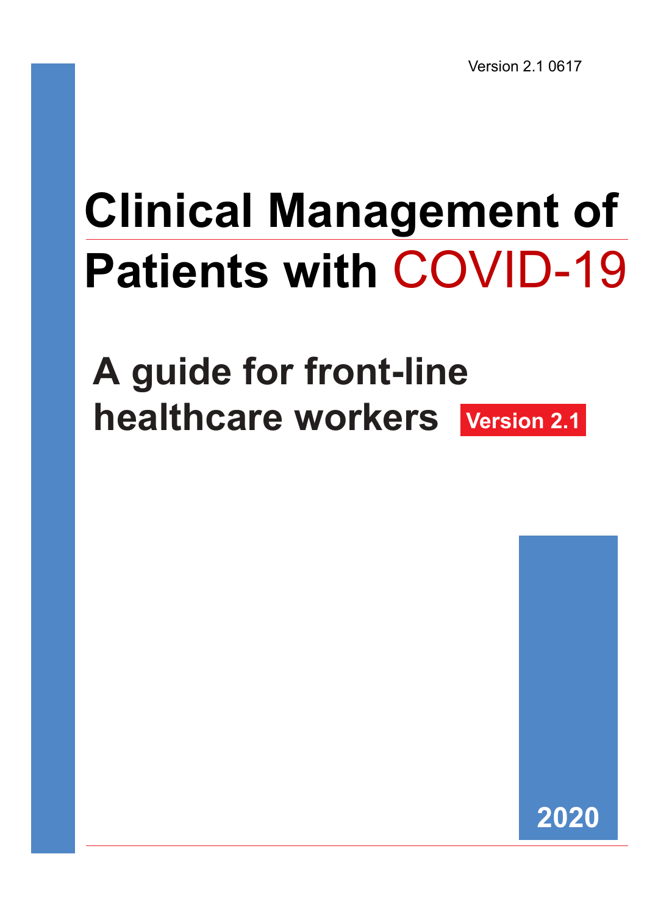Version 2.1 0617

# Clinical Management of Patients with COVID-19

## A guide for front-line healthcare workers

**Version 2.1**

**2020**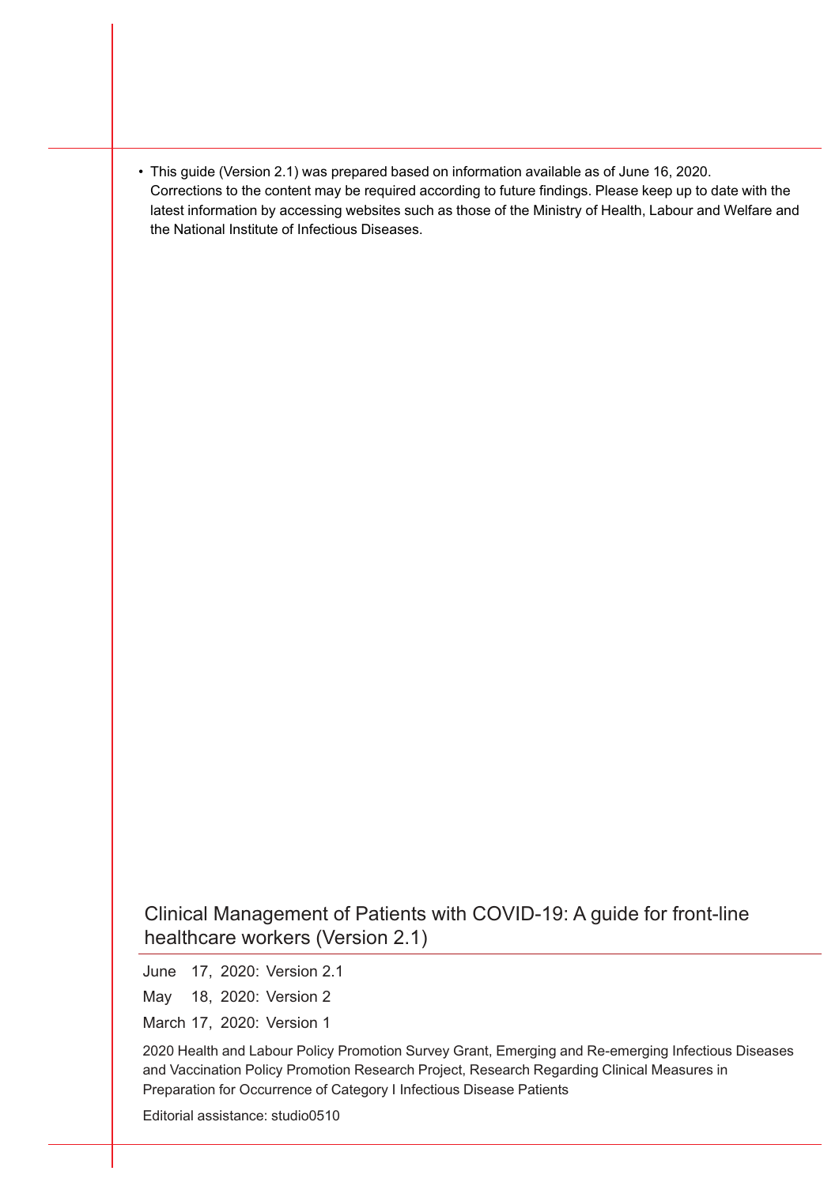- This guide (Version 2.1) was prepared based on information available as of June 16, 2020. Corrections to the content may be required according to future findings. Please keep up to date with the latest information by accessing websites such as those of the Ministry of Health, Labour and Welfare and the National Institute of Infectious Diseases.

Clinical Management of Patients with COVID-19: A guide for front-line healthcare workers (Version 2.1)

June 17, 2020: Version 2.1

May 18, 2020: Version 2

March 17, 2020: Version 1

2020 Health and Labour Policy Promotion Survey Grant, Emerging and Re-emerging Infectious Diseases and Vaccination Policy Promotion Research Project, Research Regarding Clinical Measures in Preparation for Occurrence of Category I Infectious Disease Patients

Editorial assistance: studio0510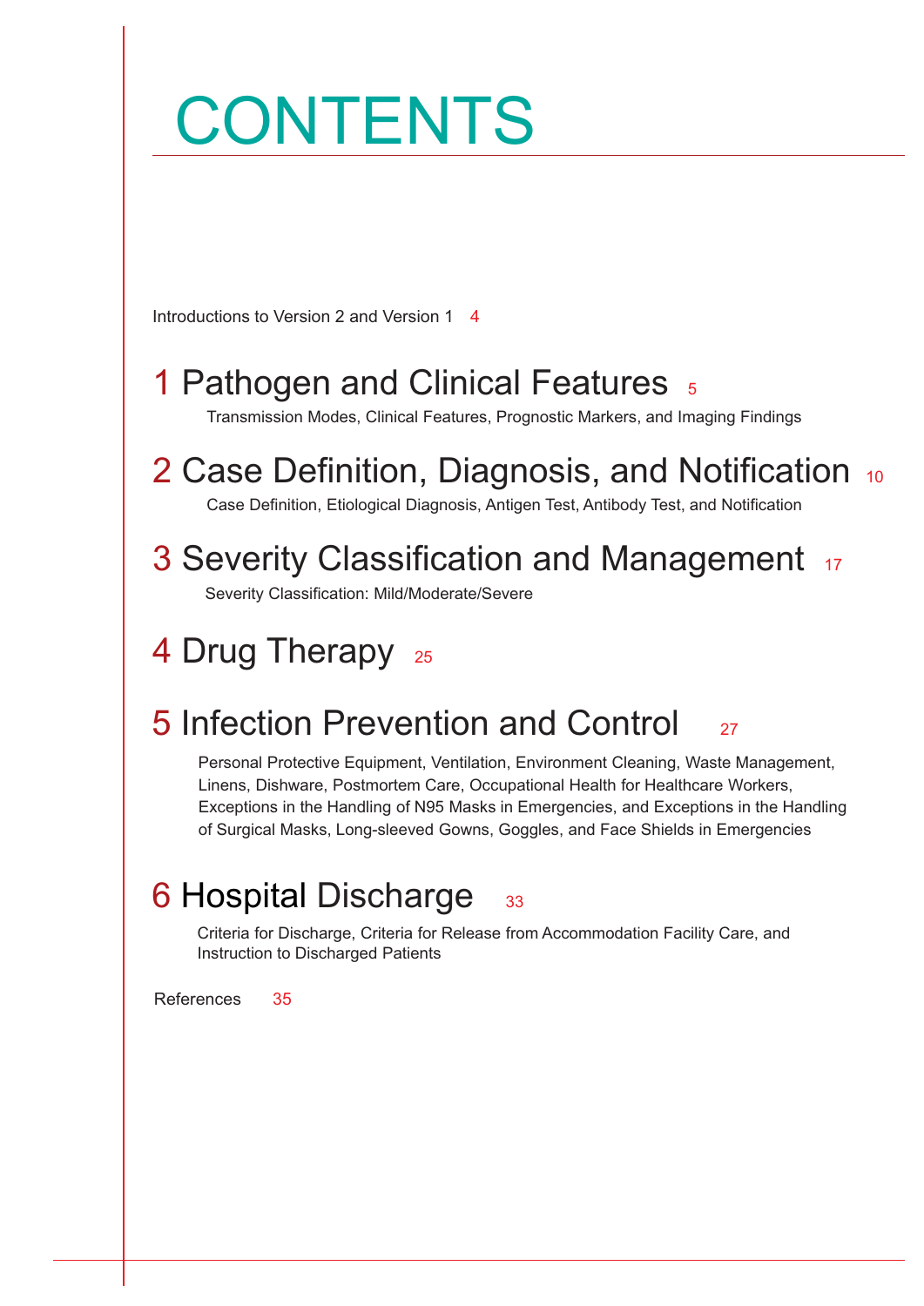# CONTENTS

Introductions to Version 2 and Version 1 4

## 1 Pathogen and Clinical Features 5

Transmission Modes, Clinical Features, Prognostic Markers, and Imaging Findings

## 2 Case Definition, Diagnosis, and Notification 10

Case Definition, Etiological Diagnosis, Antigen Test, Antibody Test, and Notification

## 3 Severity Classification and Management 17

Severity Classification: Mild/Moderate/Severe

## 4 Drug Therapy 25

## 5 Infection Prevention and Control 27

Personal Protective Equipment, Ventilation, Environment Cleaning, Waste Management, Linens, Dishware, Postmortem Care, Occupational Health for Healthcare Workers, Exceptions in the Handling of N95 Masks in Emergencies, and Exceptions in the Handling of Surgical Masks, Long-sleeved Gowns, Goggles, and Face Shields in Emergencies

## 6 Hospital Discharge 33

Criteria for Discharge, Criteria for Release from Accommodation Facility Care, and Instruction to Discharged Patients

References 35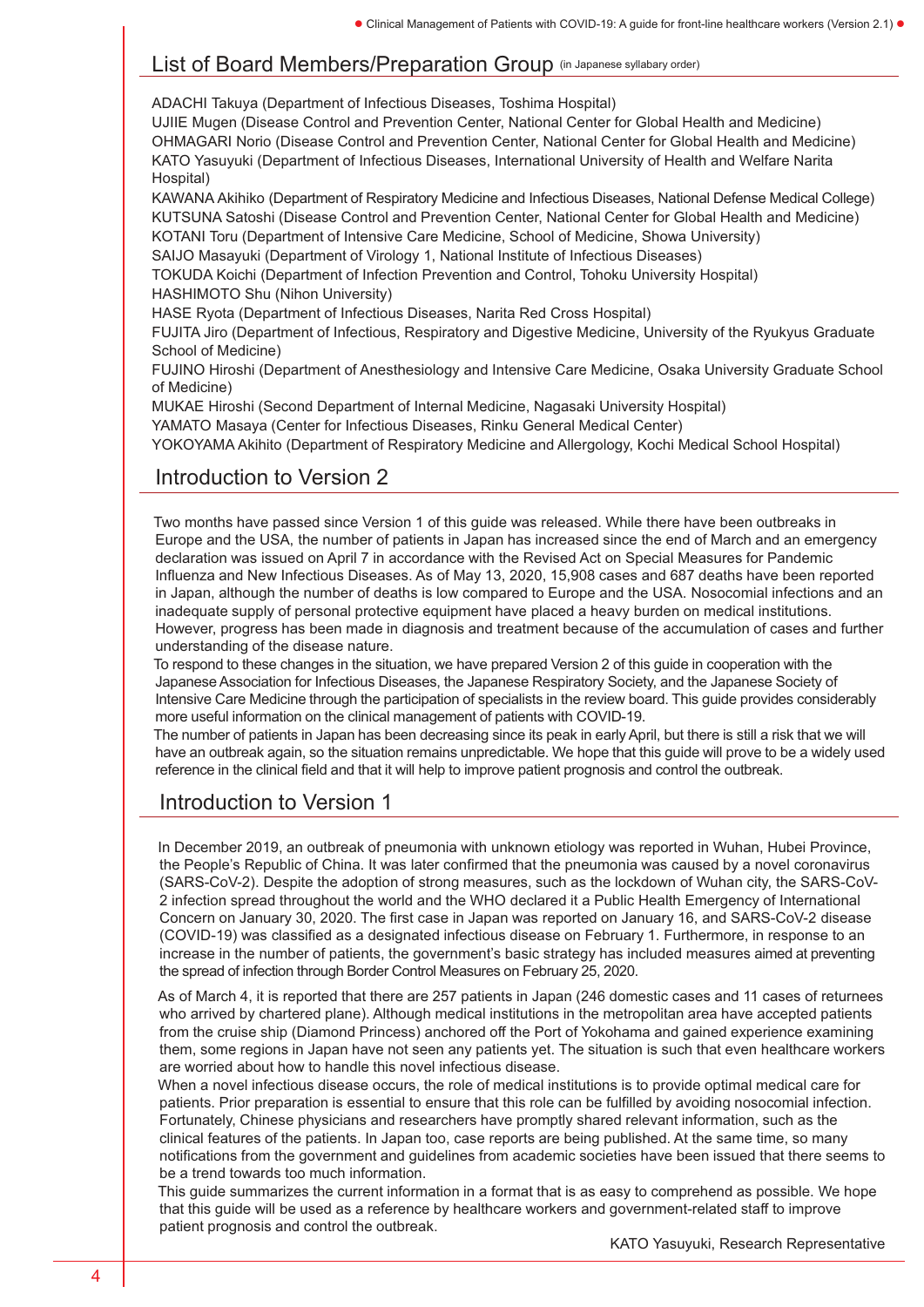## List of Board Members/Preparation Group (in Japanese syllabary order)

ADACHI Takuya (Department of Infectious Diseases, Toshima Hospital)
UJIIE Mugen (Disease Control and Prevention Center, National Center for Global Health and Medicine)
OHMAGARI Norio (Disease Control and Prevention Center, National Center for Global Health and Medicine)
KATO Yasuyuki (Department of Infectious Diseases, International University of Health and Welfare Narita Hospital)
KAWANA Akihiko (Department of Respiratory Medicine and Infectious Diseases, National Defense Medical College)
KUTSUNA Satoshi (Disease Control and Prevention Center, National Center for Global Health and Medicine)
KOTANI Toru (Department of Intensive Care Medicine, School of Medicine, Showa University)
SAIJO Masayuki (Department of Virology 1, National Institute of Infectious Diseases)
TOKUDA Koichi (Department of Infection Prevention and Control, Tohoku University Hospital)
HASHIMOTO Shu (Nihon University)
HASE Ryota (Department of Infectious Diseases, Narita Red Cross Hospital)
FUJITA Jiro (Department of Infectious, Respiratory and Digestive Medicine, University of the Ryukyus Graduate School of Medicine)
FUJINO Hiroshi (Department of Anesthesiology and Intensive Care Medicine, Osaka University Graduate School of Medicine)
MUKAE Hiroshi (Second Department of Internal Medicine, Nagasaki University Hospital)
YAMATO Masaya (Center for Infectious Diseases, Rinku General Medical Center)
YOKOYAMA Akihito (Department of Respiratory Medicine and Allergology, Kochi Medical School Hospital)

## Introduction to Version 2

Two months have passed since Version 1 of this guide was released. While there have been outbreaks in Europe and the USA, the number of patients in Japan has increased since the end of March and an emergency declaration was issued on April 7 in accordance with the Revised Act on Special Measures for Pandemic Influenza and New Infectious Diseases. As of May 13, 2020, 15,908 cases and 687 deaths have been reported in Japan, although the number of deaths is low compared to Europe and the USA. Nosocomial infections and an inadequate supply of personal protective equipment have placed a heavy burden on medical institutions. However, progress has been made in diagnosis and treatment because of the accumulation of cases and further understanding of the disease nature.

To respond to these changes in the situation, we have prepared Version 2 of this guide in cooperation with the Japanese Association for Infectious Diseases, the Japanese Respiratory Society, and the Japanese Society of Intensive Care Medicine through the participation of specialists in the review board. This guide provides considerably more useful information on the clinical management of patients with COVID-19.

The number of patients in Japan has been decreasing since its peak in early April, but there is still a risk that we will have an outbreak again, so the situation remains unpredictable. We hope that this guide will prove to be a widely used reference in the clinical field and that it will help to improve patient prognosis and control the outbreak.

## Introduction to Version 1

In December 2019, an outbreak of pneumonia with unknown etiology was reported in Wuhan, Hubei Province, the People's Republic of China. It was later confirmed that the pneumonia was caused by a novel coronavirus (SARS-CoV-2). Despite the adoption of strong measures, such as the lockdown of Wuhan city, the SARS-CoV-2 infection spread throughout the world and the WHO declared it a Public Health Emergency of International Concern on January 30, 2020. The first case in Japan was reported on January 16, and SARS-CoV-2 disease (COVID-19) was classified as a designated infectious disease on February 1. Furthermore, in response to an increase in the number of patients, the government's basic strategy has included measures aimed at preventing the spread of infection through Border Control Measures on February 25, 2020.

As of March 4, it is reported that there are 257 patients in Japan (246 domestic cases and 11 cases of returnees who arrived by chartered plane). Although medical institutions in the metropolitan area have accepted patients from the cruise ship (Diamond Princess) anchored off the Port of Yokohama and gained experience examining them, some regions in Japan have not seen any patients yet. The situation is such that even healthcare workers are worried about how to handle this novel infectious disease.

When a novel infectious disease occurs, the role of medical institutions is to provide optimal medical care for patients. Prior preparation is essential to ensure that this role can be fulfilled by avoiding nosocomial infection. Fortunately, Chinese physicians and researchers have promptly shared relevant information, such as the clinical features of the patients. In Japan too, case reports are being published. At the same time, so many notifications from the government and guidelines from academic societies have been issued that there seems to be a trend towards too much information.

This guide summarizes the current information in a format that is as easy to comprehend as possible. We hope that this guide will be used as a reference by healthcare workers and government-related staff to improve patient prognosis and control the outbreak.

KATO Yasuyuki, Research Representative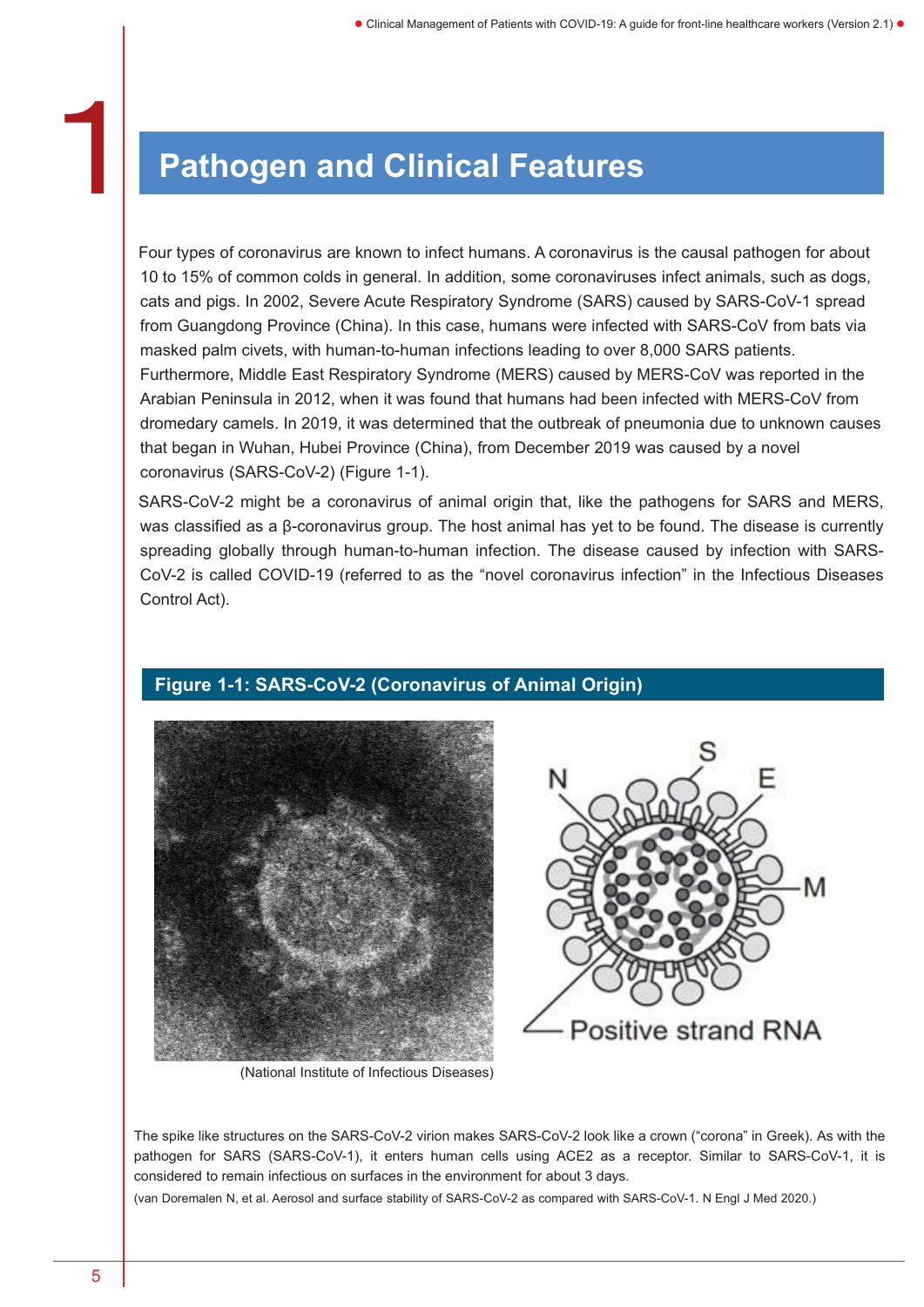# 1 Pathogen and Clinical Features

Four types of coronavirus are known to infect humans. A coronavirus is the causal pathogen for about 10 to 15% of common colds in general. In addition, some coronaviruses infect animals, such as dogs, cats and pigs. In 2002, Severe Acute Respiratory Syndrome (SARS) caused by SARS-CoV-1 spread from Guangdong Province (China). In this case, humans were infected with SARS-CoV from bats via masked palm civets, with human-to-human infections leading to over 8,000 SARS patients. Furthermore, Middle East Respiratory Syndrome (MERS) caused by MERS-CoV was reported in the Arabian Peninsula in 2012, when it was found that humans had been infected with MERS-CoV from dromedary camels. In 2019, it was determined that the outbreak of pneumonia due to unknown causes that began in Wuhan, Hubei Province (China), from December 2019 was caused by a novel coronavirus (SARS-CoV-2) (Figure 1-1).

SARS-CoV-2 might be a coronavirus of animal origin that, like the pathogens for SARS and MERS, was classified as a β-coronavirus group. The host animal has yet to be found. The disease is currently spreading globally through human-to-human infection. The disease caused by infection with SARS-CoV-2 is called COVID-19 (referred to as the "novel coronavirus infection" in the Infectious Diseases Control Act).

**Figure 1-1: SARS-CoV-2 (Coronavirus of Animal Origin)**

(National Institute of Infectious Diseases)

N, S, E, M, Positive strand RNA

The spike like structures on the SARS-CoV-2 virion makes SARS-CoV-2 look like a crown ("corona" in Greek). As with the pathogen for SARS (SARS-CoV-1), it enters human cells using ACE2 as a receptor. Similar to SARS-CoV-1, it is considered to remain infectious on surfaces in the environment for about 3 days.

(van Doremalen N, et al. Aerosol and surface stability of SARS-CoV-2 as compared with SARS-CoV-1. N Engl J Med 2020.)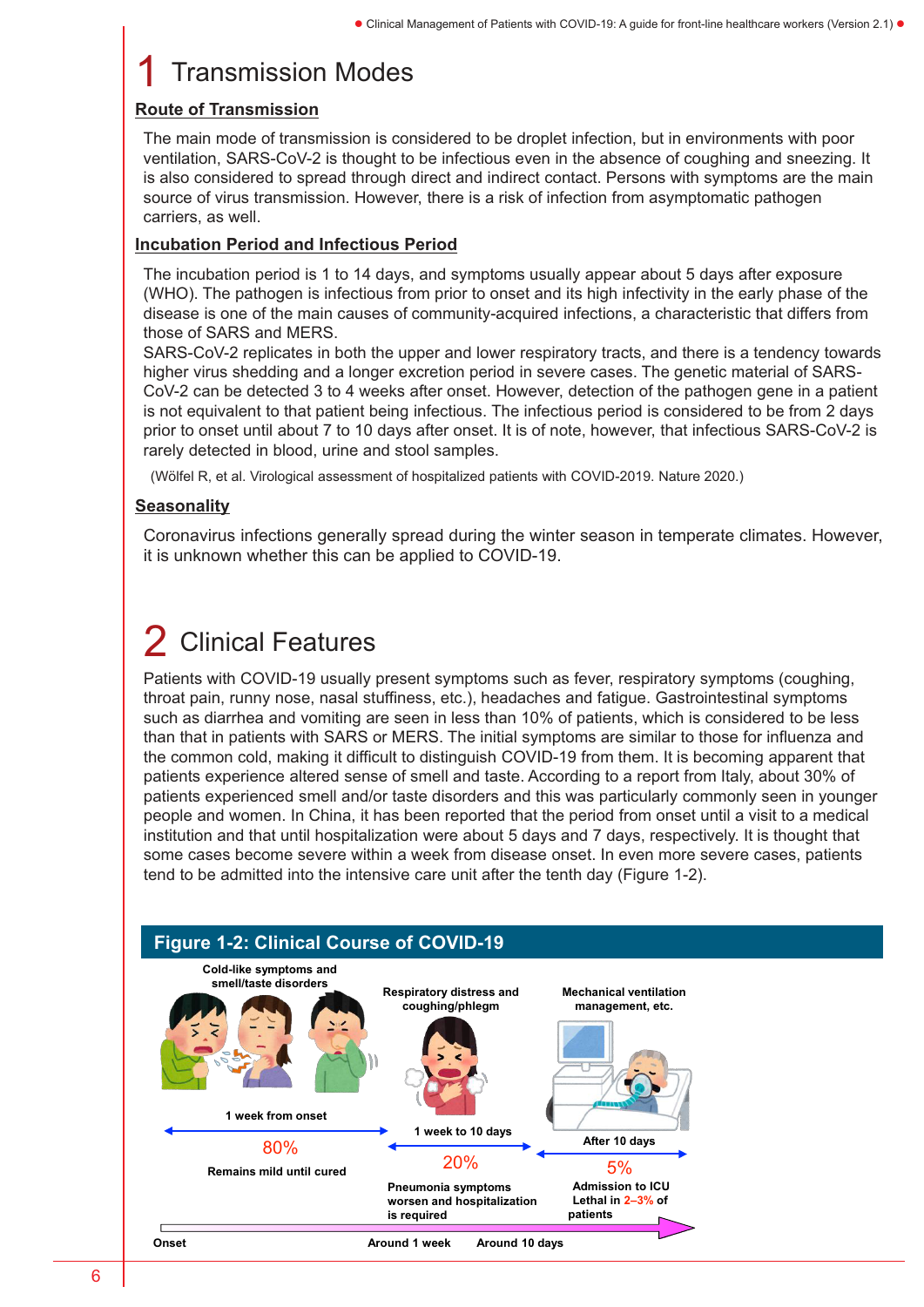# 1 Transmission Modes

## Route of Transmission

The main mode of transmission is considered to be droplet infection, but in environments with poor ventilation, SARS-CoV-2 is thought to be infectious even in the absence of coughing and sneezing. It is also considered to spread through direct and indirect contact. Persons with symptoms are the main source of virus transmission. However, there is a risk of infection from asymptomatic pathogen carriers, as well.

## Incubation Period and Infectious Period

The incubation period is 1 to 14 days, and symptoms usually appear about 5 days after exposure (WHO). The pathogen is infectious from prior to onset and its high infectivity in the early phase of the disease is one of the main causes of community-acquired infections, a characteristic that differs from those of SARS and MERS.
SARS-CoV-2 replicates in both the upper and lower respiratory tracts, and there is a tendency towards higher virus shedding and a longer excretion period in severe cases. The genetic material of SARS-CoV-2 can be detected 3 to 4 weeks after onset. However, detection of the pathogen gene in a patient is not equivalent to that patient being infectious. The infectious period is considered to be from 2 days prior to onset until about 7 to 10 days after onset. It is of note, however, that infectious SARS-CoV-2 is rarely detected in blood, urine and stool samples.

(Wölfel R, et al. Virological assessment of hospitalized patients with COVID-2019. Nature 2020.)

## Seasonality

Coronavirus infections generally spread during the winter season in temperate climates. However, it is unknown whether this can be applied to COVID-19.

# 2 Clinical Features

Patients with COVID-19 usually present symptoms such as fever, respiratory symptoms (coughing, throat pain, runny nose, nasal stuffiness, etc.), headaches and fatigue. Gastrointestinal symptoms such as diarrhea and vomiting are seen in less than 10% of patients, which is considered to be less than that in patients with SARS or MERS. The initial symptoms are similar to those for influenza and the common cold, making it difficult to distinguish COVID-19 from them. It is becoming apparent that patients experience altered sense of smell and taste. According to a report from Italy, about 30% of patients experienced smell and/or taste disorders and this was particularly commonly seen in younger people and women. In China, it has been reported that the period from onset until a visit to a medical institution and that until hospitalization were about 5 days and 7 days, respectively. It is thought that some cases become severe within a week from disease onset. In even more severe cases, patients tend to be admitted into the intensive care unit after the tenth day (Figure 1-2).

**Figure 1-2: Clinical Course of COVID-19**

| Cold-like symptoms and smell/taste disorders | Respiratory distress and coughing/phlegm | Mechanical ventilation management, etc. |
|---|---|---|
| 1 week from onset | 1 week to 10 days | After 10 days |
| 80% | 20% | 5% |
| Remains mild until cured | Pneumonia symptoms worsen and hospitalization is required | Admission to ICU<br>Lethal in 2–3% of patients |

Onset → Around 1 week → Around 10 days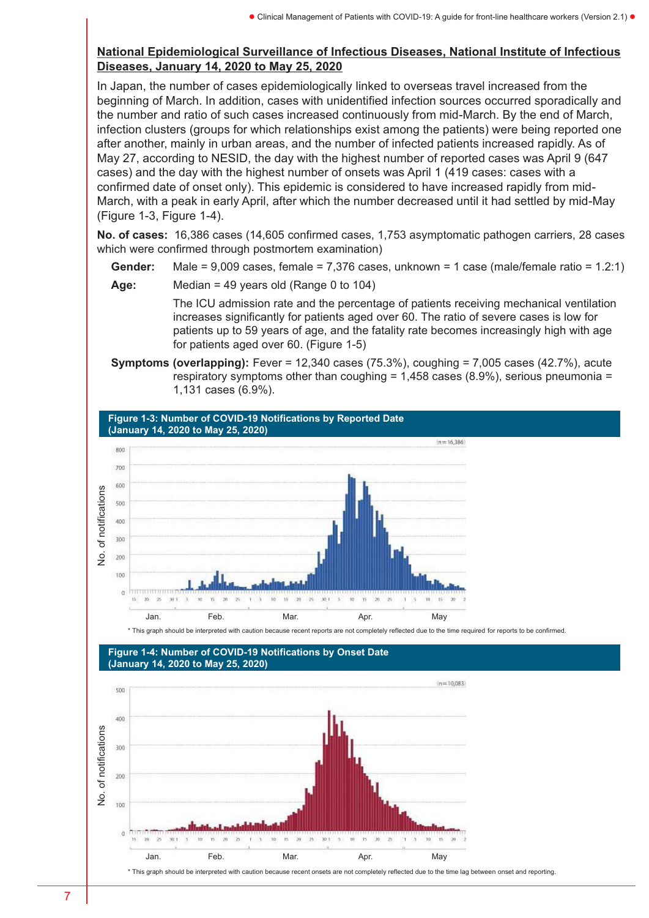## National Epidemiological Surveillance of Infectious Diseases, National Institute of Infectious Diseases, January 14, 2020 to May 25, 2020

In Japan, the number of cases epidemiologically linked to overseas travel increased from the beginning of March. In addition, cases with unidentified infection sources occurred sporadically and the number and ratio of such cases increased continuously from mid-March. By the end of March, infection clusters (groups for which relationships exist among the patients) were being reported one after another, mainly in urban areas, and the number of infected patients increased rapidly. As of May 27, according to NESID, the day with the highest number of reported cases was April 9 (647 cases) and the day with the highest number of onsets was April 1 (419 cases: cases with a confirmed date of onset only). This epidemic is considered to have increased rapidly from mid-March, with a peak in early April, after which the number decreased until it had settled by mid-May (Figure 1-3, Figure 1-4).

**No. of cases:** 16,386 cases (14,605 confirmed cases, 1,753 asymptomatic pathogen carriers, 28 cases which were confirmed through postmortem examination)

- **Gender:** Male = 9,009 cases, female = 7,376 cases, unknown = 1 case (male/female ratio = 1.2:1)
- **Age:** Median = 49 years old (Range 0 to 104)

  The ICU admission rate and the percentage of patients receiving mechanical ventilation increases significantly for patients aged over 60. The ratio of severe cases is low for patients up to 59 years of age, and the fatality rate becomes increasingly high with age for patients aged over 60. (Figure 1-5)

- **Symptoms (overlapping):** Fever = 12,340 cases (75.3%), coughing = 7,005 cases (42.7%), acute respiratory symptoms other than coughing = 1,458 cases (8.9%), serious pneumonia = 1,131 cases (6.9%).

**Figure 1-3: Number of COVID-19 Notifications by Reported Date (January 14, 2020 to May 25, 2020)**

* This graph should be interpreted with caution because recent reports are not completely reflected due to the time required for reports to be confirmed.

**Figure 1-4: Number of COVID-19 Notifications by Onset Date (January 14, 2020 to May 25, 2020)**

* This graph should be interpreted with caution because recent onsets are not completely reflected due to the time lag between onset and reporting.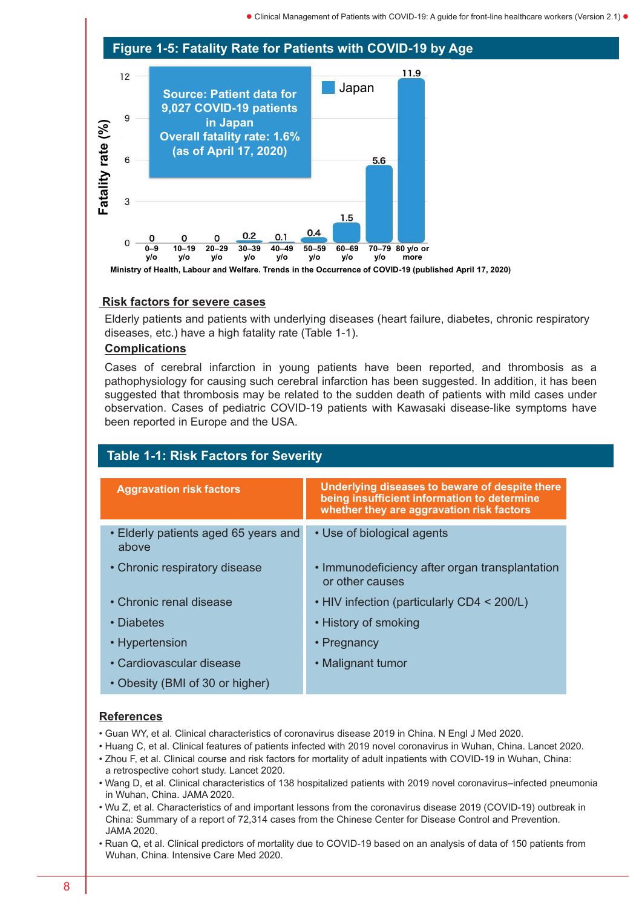## Figure 1-5: Fatality Rate for Patients with COVID-19 by Age

Source: Patient data for 9,027 COVID-19 patients in Japan
Overall fatality rate: 1.6%
(as of April 17, 2020)

| Age | Fatality rate (%) — Japan |
|---|---|
| 0–9 y/o | 0 |
| 10–19 y/o | 0 |
| 20–29 y/o | 0 |
| 30–39 y/o | 0.2 |
| 40–49 y/o | 0.1 |
| 50–59 y/o | 0.4 |
| 60–69 y/o | 1.5 |
| 70–79 y/o | 5.6 |
| 80 y/o or more | 11.9 |

Ministry of Health, Labour and Welfare. Trends in the Occurrence of COVID-19 (published April 17, 2020)

### Risk factors for severe cases

Elderly patients and patients with underlying diseases (heart failure, diabetes, chronic respiratory diseases, etc.) have a high fatality rate (Table 1-1).

### Complications

Cases of cerebral infarction in young patients have been reported, and thrombosis as a pathophysiology for causing such cerebral infarction has been suggested. In addition, it has been suggested that thrombosis may be related to the sudden death of patients with mild cases under observation. Cases of pediatric COVID-19 patients with Kawasaki disease-like symptoms have been reported in Europe and the USA.

## Table 1-1: Risk Factors for Severity

| Aggravation risk factors | Underlying diseases to beware of despite there being insufficient information to determine whether they are aggravation risk factors |
|---|---|
| • Elderly patients aged 65 years and above | • Use of biological agents |
| • Chronic respiratory disease | • Immunodeficiency after organ transplantation or other causes |
| • Chronic renal disease | • HIV infection (particularly CD4 < 200/L) |
| • Diabetes | • History of smoking |
| • Hypertension | • Pregnancy |
| • Cardiovascular disease | • Malignant tumor |
| • Obesity (BMI of 30 or higher) | |

### References

- Guan WY, et al. Clinical characteristics of coronavirus disease 2019 in China. N Engl J Med 2020.
- Huang C, et al. Clinical features of patients infected with 2019 novel coronavirus in Wuhan, China. Lancet 2020.
- Zhou F, et al. Clinical course and risk factors for mortality of adult inpatients with COVID-19 in Wuhan, China: a retrospective cohort study. Lancet 2020.
- Wang D, et al. Clinical characteristics of 138 hospitalized patients with 2019 novel coronavirus–infected pneumonia in Wuhan, China. JAMA 2020.
- Wu Z, et al. Characteristics of and important lessons from the coronavirus disease 2019 (COVID-19) outbreak in China: Summary of a report of 72,314 cases from the Chinese Center for Disease Control and Prevention. JAMA 2020.
- Ruan Q, et al. Clinical predictors of mortality due to COVID-19 based on an analysis of data of 150 patients from Wuhan, China. Intensive Care Med 2020.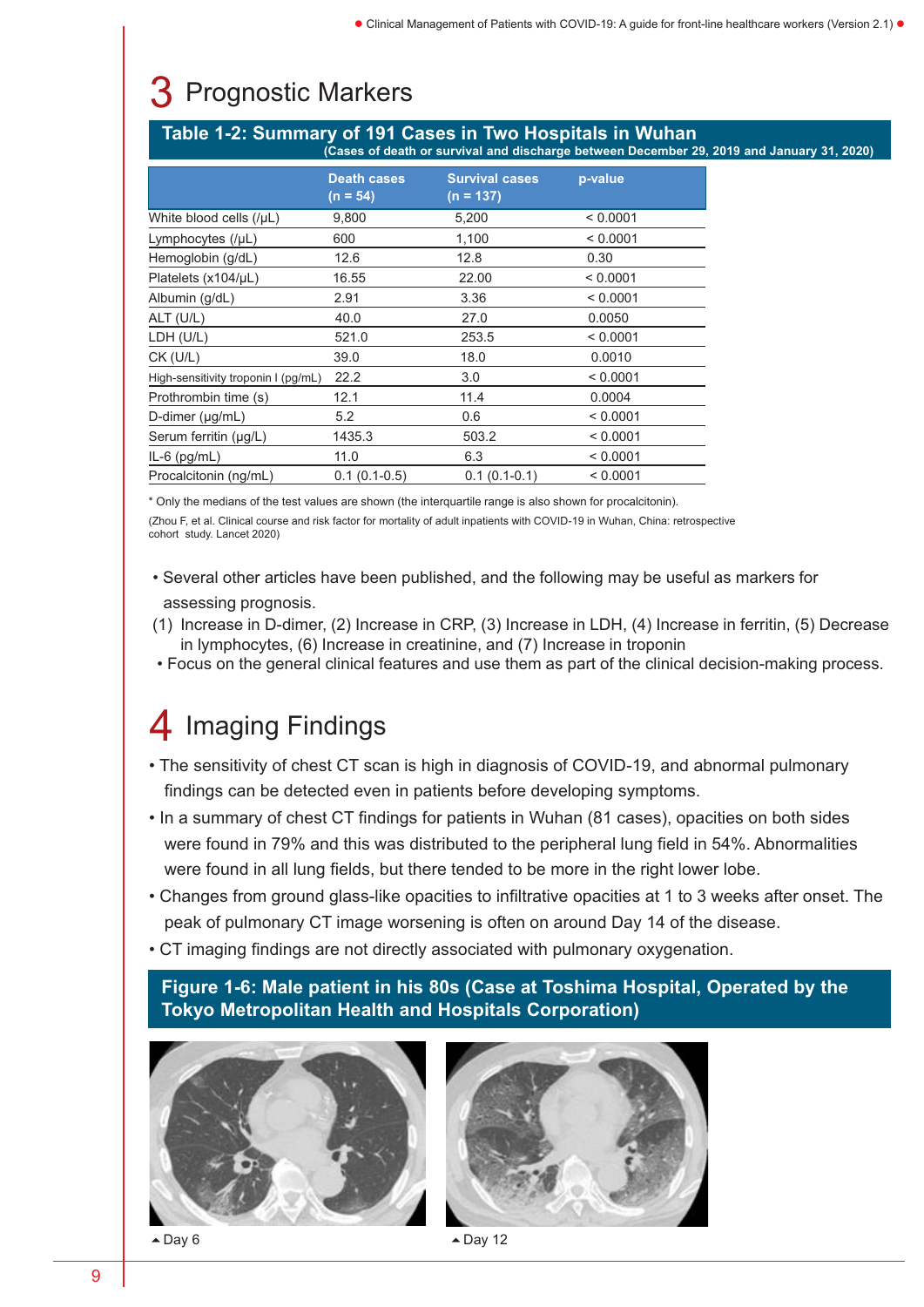# 3 Prognostic Markers

**Table 1-2: Summary of 191 Cases in Two Hospitals in Wuhan**
**(Cases of death or survival and discharge between December 29, 2019 and January 31, 2020)**

| | Death cases (n = 54) | Survival cases (n = 137) | p-value |
|---|---|---|---|
| White blood cells (/μL) | 9,800 | 5,200 | < 0.0001 |
| Lymphocytes (/μL) | 600 | 1,100 | < 0.0001 |
| Hemoglobin (g/dL) | 12.6 | 12.8 | 0.30 |
| Platelets (x104/μL) | 16.55 | 22.00 | < 0.0001 |
| Albumin (g/dL) | 2.91 | 3.36 | < 0.0001 |
| ALT (U/L) | 40.0 | 27.0 | 0.0050 |
| LDH (U/L) | 521.0 | 253.5 | < 0.0001 |
| CK (U/L) | 39.0 | 18.0 | 0.0010 |
| High-sensitivity troponin I (pg/mL) | 22.2 | 3.0 | < 0.0001 |
| Prothrombin time (s) | 12.1 | 11.4 | 0.0004 |
| D-dimer (μg/mL) | 5.2 | 0.6 | < 0.0001 |
| Serum ferritin (μg/L) | 1435.3 | 503.2 | < 0.0001 |
| IL-6 (pg/mL) | 11.0 | 6.3 | < 0.0001 |
| Procalcitonin (ng/mL) | 0.1 (0.1-0.5) | 0.1 (0.1-0.1) | < 0.0001 |

* Only the medians of the test values are shown (the interquartile range is also shown for procalcitonin).

(Zhou F, et al. Clinical course and risk factor for mortality of adult inpatients with COVID-19 in Wuhan, China: retrospective cohort study. Lancet 2020)

- Several other articles have been published, and the following may be useful as markers for assessing prognosis.

(1) Increase in D-dimer, (2) Increase in CRP, (3) Increase in LDH, (4) Increase in ferritin, (5) Decrease in lymphocytes, (6) Increase in creatinine, and (7) Increase in troponin

- Focus on the general clinical features and use them as part of the clinical decision-making process.

# 4 Imaging Findings

- The sensitivity of chest CT scan is high in diagnosis of COVID-19, and abnormal pulmonary findings can be detected even in patients before developing symptoms.
- In a summary of chest CT findings for patients in Wuhan (81 cases), opacities on both sides were found in 79% and this was distributed to the peripheral lung field in 54%. Abnormalities were found in all lung fields, but there tended to be more in the right lower lobe.
- Changes from ground glass-like opacities to infiltrative opacities at 1 to 3 weeks after onset. The peak of pulmonary CT image worsening is often on around Day 14 of the disease.
- CT imaging findings are not directly associated with pulmonary oxygenation.

**Figure 1-6: Male patient in his 80s (Case at Toshima Hospital, Operated by the Tokyo Metropolitan Health and Hospitals Corporation)**

▲Day 6

▲Day 12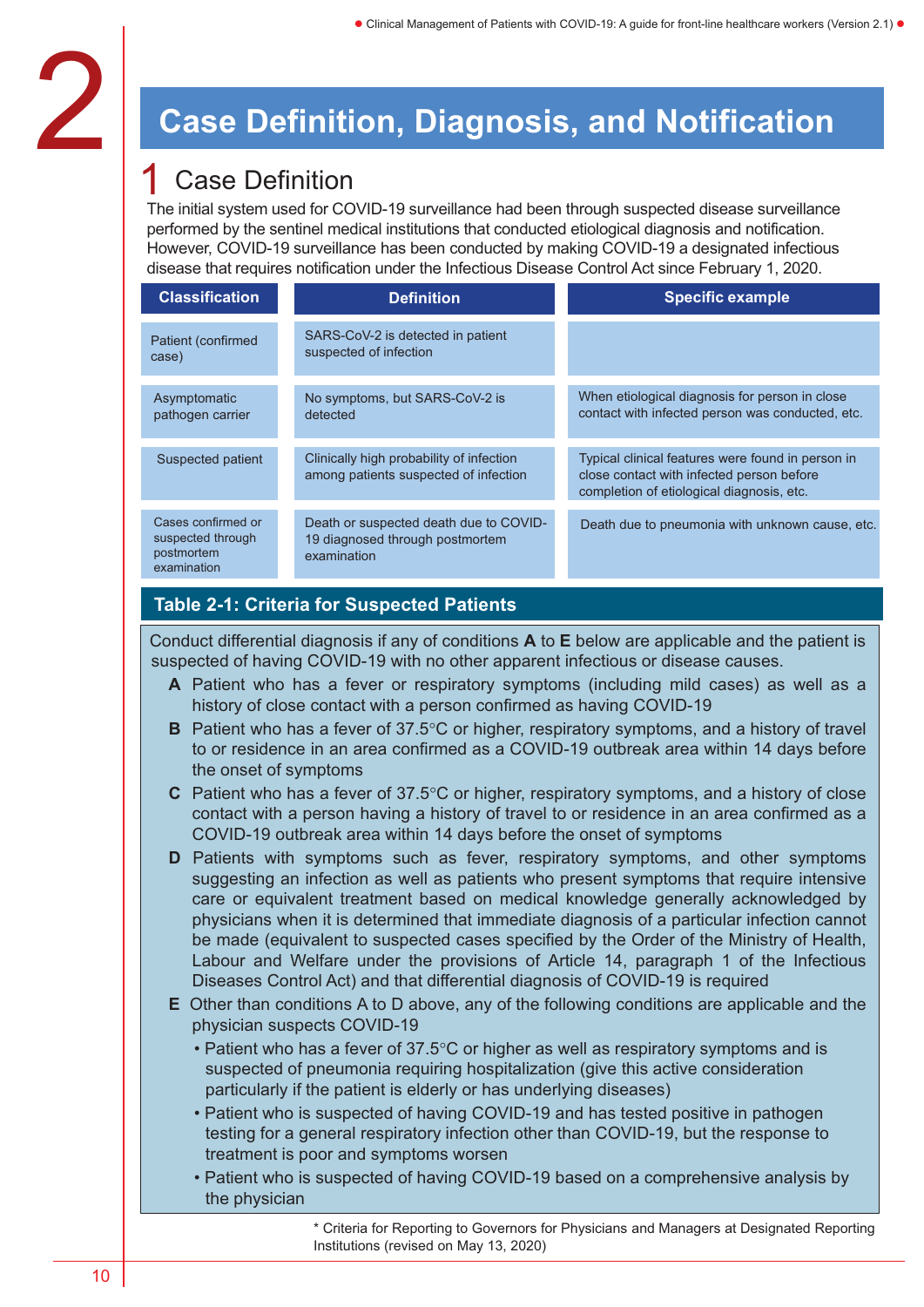# 2 Case Definition, Diagnosis, and Notification

## 1 Case Definition

The initial system used for COVID-19 surveillance had been through suspected disease surveillance performed by the sentinel medical institutions that conducted etiological diagnosis and notification. However, COVID-19 surveillance has been conducted by making COVID-19 a designated infectious disease that requires notification under the Infectious Disease Control Act since February 1, 2020.

| Classification | Definition | Specific example |
|---|---|---|
| Patient (confirmed case) | SARS-CoV-2 is detected in patient suspected of infection | |
| Asymptomatic pathogen carrier | No symptoms, but SARS-CoV-2 is detected | When etiological diagnosis for person in close contact with infected person was conducted, etc. |
| Suspected patient | Clinically high probability of infection among patients suspected of infection | Typical clinical features were found in person in close contact with infected person before completion of etiological diagnosis, etc. |
| Cases confirmed or suspected through postmortem examination | Death or suspected death due to COVID-19 diagnosed through postmortem examination | Death due to pneumonia with unknown cause, etc. |

### Table 2-1: Criteria for Suspected Patients

Conduct differential diagnosis if any of conditions **A** to **E** below are applicable and the patient is suspected of having COVID-19 with no other apparent infectious or disease causes.

- **A** Patient who has a fever or respiratory symptoms (including mild cases) as well as a history of close contact with a person confirmed as having COVID-19
- **B** Patient who has a fever of 37.5°C or higher, respiratory symptoms, and a history of travel to or residence in an area confirmed as a COVID-19 outbreak area within 14 days before the onset of symptoms
- **C** Patient who has a fever of 37.5°C or higher, respiratory symptoms, and a history of close contact with a person having a history of travel to or residence in an area confirmed as a COVID-19 outbreak area within 14 days before the onset of symptoms
- **D** Patients with symptoms such as fever, respiratory symptoms, and other symptoms suggesting an infection as well as patients who present symptoms that require intensive care or equivalent treatment based on medical knowledge generally acknowledged by physicians when it is determined that immediate diagnosis of a particular infection cannot be made (equivalent to suspected cases specified by the Order of the Ministry of Health, Labour and Welfare under the provisions of Article 14, paragraph 1 of the Infectious Diseases Control Act) and that differential diagnosis of COVID-19 is required
- **E** Other than conditions A to D above, any of the following conditions are applicable and the physician suspects COVID-19
  - Patient who has a fever of 37.5°C or higher as well as respiratory symptoms and is suspected of pneumonia requiring hospitalization (give this active consideration particularly if the patient is elderly or has underlying diseases)
  - Patient who is suspected of having COVID-19 and has tested positive in pathogen testing for a general respiratory infection other than COVID-19, but the response to treatment is poor and symptoms worsen
  - Patient who is suspected of having COVID-19 based on a comprehensive analysis by the physician

\* Criteria for Reporting to Governors for Physicians and Managers at Designated Reporting Institutions (revised on May 13, 2020)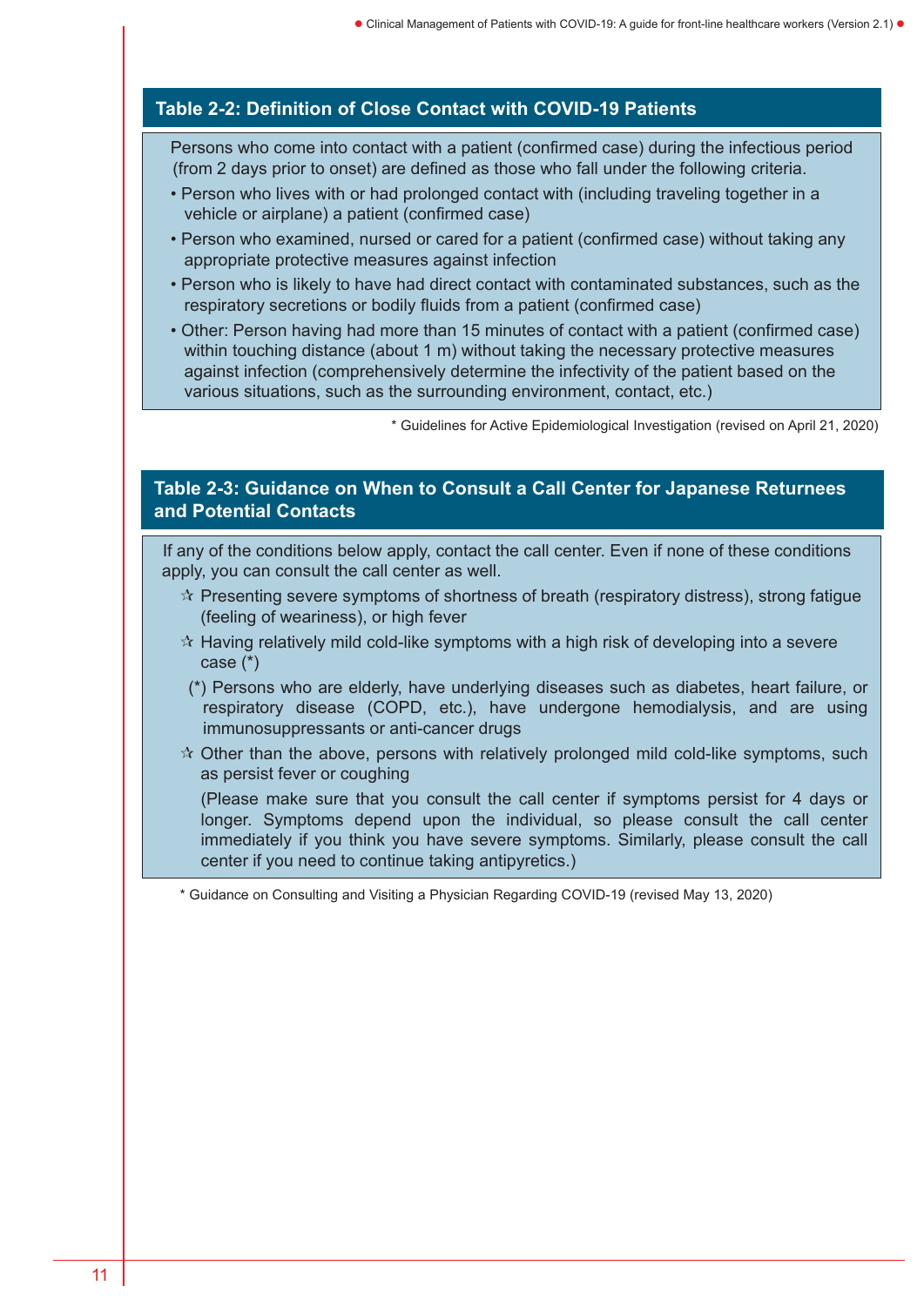### Table 2-2: Definition of Close Contact with COVID-19 Patients

Persons who come into contact with a patient (confirmed case) during the infectious period (from 2 days prior to onset) are defined as those who fall under the following criteria.

- Person who lives with or had prolonged contact with (including traveling together in a vehicle or airplane) a patient (confirmed case)
- Person who examined, nursed or cared for a patient (confirmed case) without taking any appropriate protective measures against infection
- Person who is likely to have had direct contact with contaminated substances, such as the respiratory secretions or bodily fluids from a patient (confirmed case)
- Other: Person having had more than 15 minutes of contact with a patient (confirmed case) within touching distance (about 1 m) without taking the necessary protective measures against infection (comprehensively determine the infectivity of the patient based on the various situations, such as the surrounding environment, contact, etc.)

\* Guidelines for Active Epidemiological Investigation (revised on April 21, 2020)

### Table 2-3: Guidance on When to Consult a Call Center for Japanese Returnees and Potential Contacts

If any of the conditions below apply, contact the call center. Even if none of these conditions apply, you can consult the call center as well.

☆ Presenting severe symptoms of shortness of breath (respiratory distress), strong fatigue (feeling of weariness), or high fever

☆ Having relatively mild cold-like symptoms with a high risk of developing into a severe case (*)

(*) Persons who are elderly, have underlying diseases such as diabetes, heart failure, or respiratory disease (COPD, etc.), have undergone hemodialysis, and are using immunosuppressants or anti-cancer drugs

☆ Other than the above, persons with relatively prolonged mild cold-like symptoms, such as persist fever or coughing

(Please make sure that you consult the call center if symptoms persist for 4 days or longer. Symptoms depend upon the individual, so please consult the call center immediately if you think you have severe symptoms. Similarly, please consult the call center if you need to continue taking antipyretics.)

\* Guidance on Consulting and Visiting a Physician Regarding COVID-19 (revised May 13, 2020)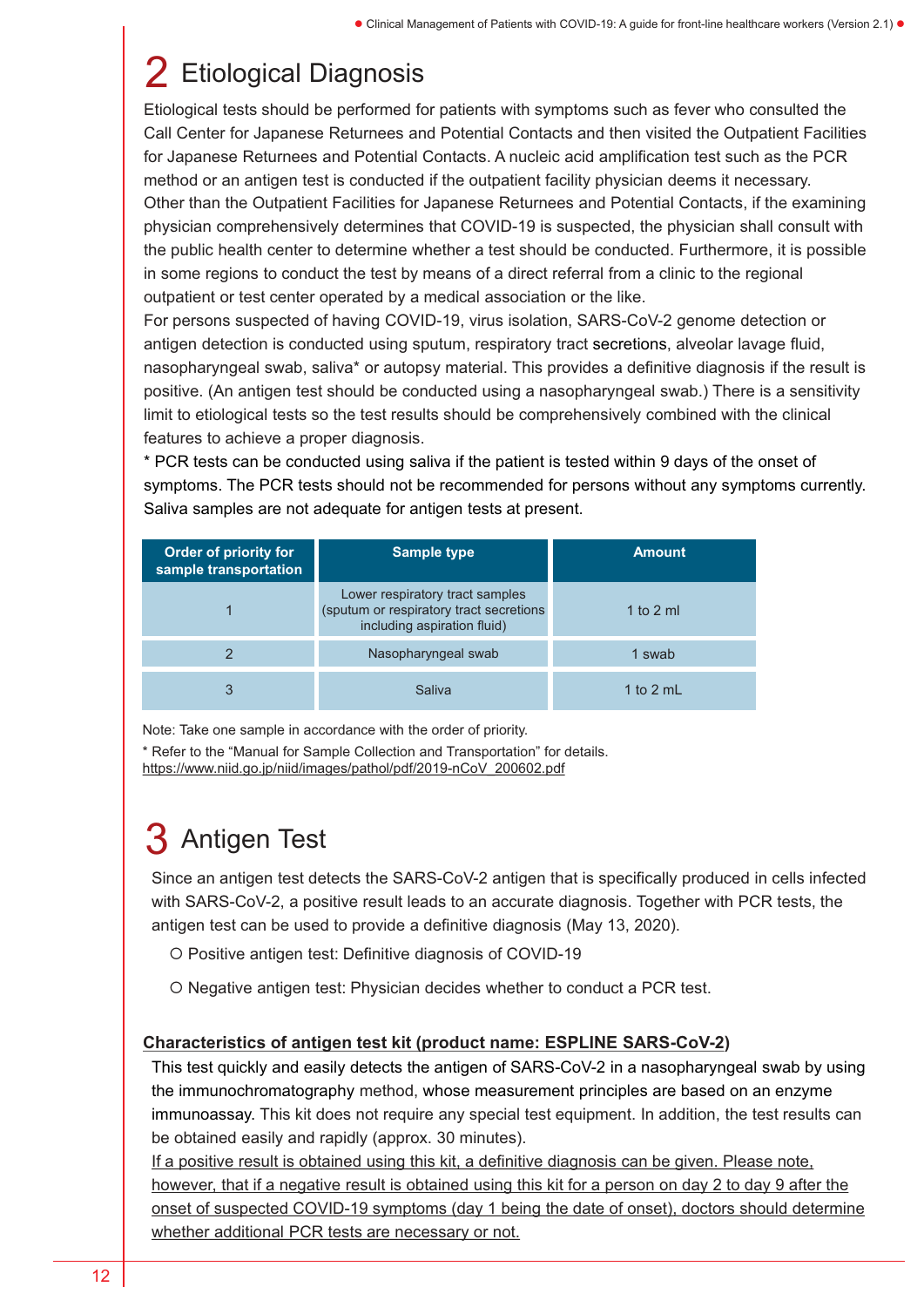# 2 Etiological Diagnosis

Etiological tests should be performed for patients with symptoms such as fever who consulted the Call Center for Japanese Returnees and Potential Contacts and then visited the Outpatient Facilities for Japanese Returnees and Potential Contacts. A nucleic acid amplification test such as the PCR method or an antigen test is conducted if the outpatient facility physician deems it necessary. Other than the Outpatient Facilities for Japanese Returnees and Potential Contacts, if the examining physician comprehensively determines that COVID-19 is suspected, the physician shall consult with the public health center to determine whether a test should be conducted. Furthermore, it is possible in some regions to conduct the test by means of a direct referral from a clinic to the regional outpatient or test center operated by a medical association or the like.

For persons suspected of having COVID-19, virus isolation, SARS-CoV-2 genome detection or antigen detection is conducted using sputum, respiratory tract secretions, alveolar lavage fluid, nasopharyngeal swab, saliva* or autopsy material. This provides a definitive diagnosis if the result is positive. (An antigen test should be conducted using a nasopharyngeal swab.) There is a sensitivity limit to etiological tests so the test results should be comprehensively combined with the clinical features to achieve a proper diagnosis.

* PCR tests can be conducted using saliva if the patient is tested within 9 days of the onset of symptoms. The PCR tests should not be recommended for persons without any symptoms currently. Saliva samples are not adequate for antigen tests at present.

| Order of priority for sample transportation | Sample type | Amount |
|---|---|---|
| 1 | Lower respiratory tract samples (sputum or respiratory tract secretions including aspiration fluid) | 1 to 2 ml |
| 2 | Nasopharyngeal swab | 1 swab |
| 3 | Saliva | 1 to 2 mL |

Note: Take one sample in accordance with the order of priority.

* Refer to the “Manual for Sample Collection and Transportation” for details.
https://www.niid.go.jp/niid/images/pathol/pdf/2019-nCoV_200602.pdf

# 3 Antigen Test

Since an antigen test detects the SARS-CoV-2 antigen that is specifically produced in cells infected with SARS-CoV-2, a positive result leads to an accurate diagnosis. Together with PCR tests, the antigen test can be used to provide a definitive diagnosis (May 13, 2020).

- ○ Positive antigen test: Definitive diagnosis of COVID-19
- ○ Negative antigen test: Physician decides whether to conduct a PCR test.

**Characteristics of antigen test kit (product name: ESPLINE SARS-CoV-2)**

This test quickly and easily detects the antigen of SARS-CoV-2 in a nasopharyngeal swab by using the immunochromatography method, whose measurement principles are based on an enzyme immunoassay. This kit does not require any special test equipment. In addition, the test results can be obtained easily and rapidly (approx. 30 minutes).

If a positive result is obtained using this kit, a definitive diagnosis can be given. Please note, however, that if a negative result is obtained using this kit for a person on day 2 to day 9 after the onset of suspected COVID-19 symptoms (day 1 being the date of onset), doctors should determine whether additional PCR tests are necessary or not.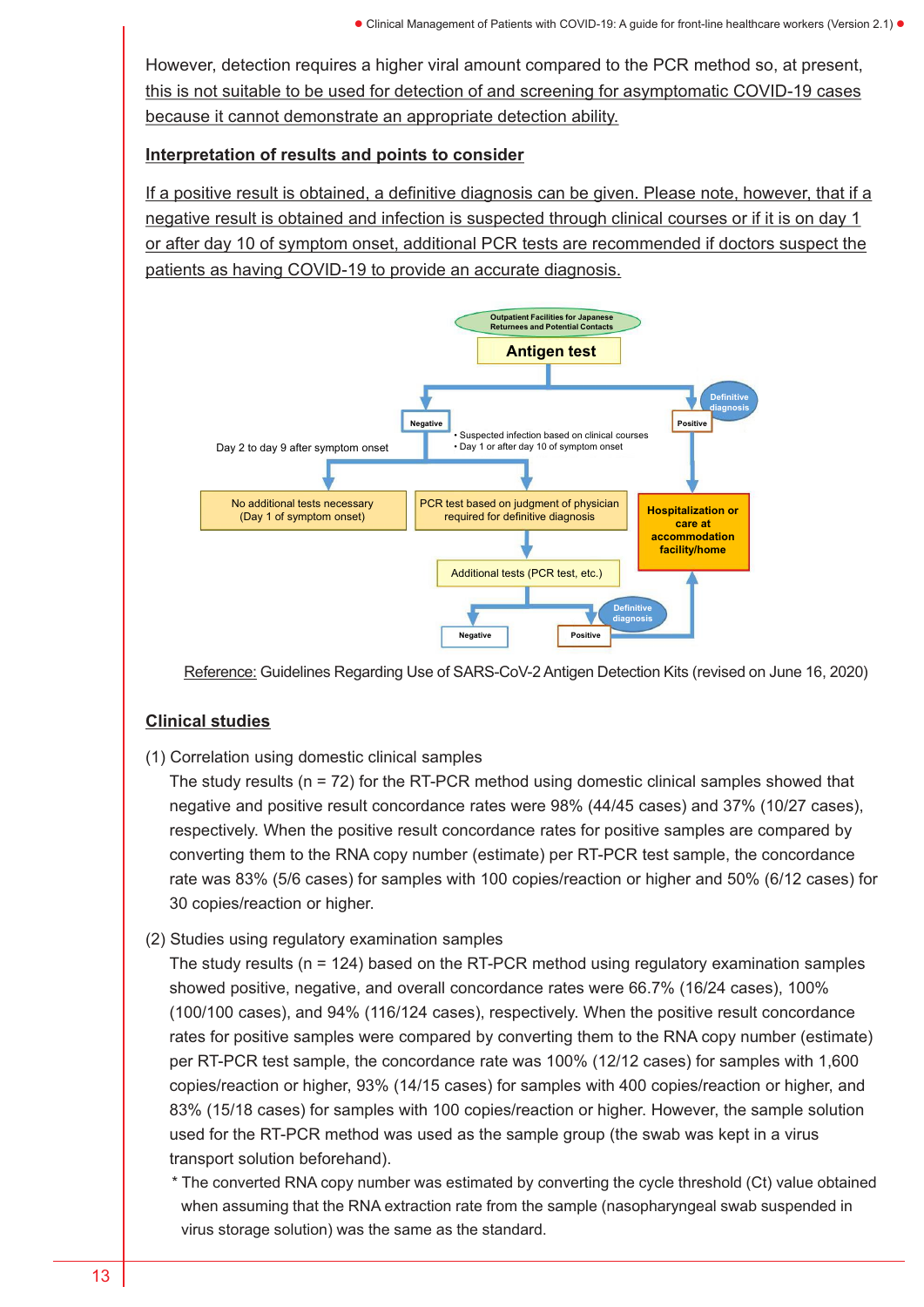However, detection requires a higher viral amount compared to the PCR method so, at present, this is not suitable to be used for detection of and screening for asymptomatic COVID-19 cases because it cannot demonstrate an appropriate detection ability.

**Interpretation of results and points to consider**

If a positive result is obtained, a definitive diagnosis can be given. Please note, however, that if a negative result is obtained and infection is suspected through clinical courses or if it is on day 1 or after day 10 of symptom onset, additional PCR tests are recommended if doctors suspect the patients as having COVID-19 to provide an accurate diagnosis.

Outpatient Facilities for Japanese Returnees and Potential Contacts

**Antigen test**

Negative
- Day 2 to day 9 after symptom onset → No additional tests necessary (Day 1 of symptom onset)
- • Suspected infection based on clinical courses • Day 1 or after day 10 of symptom onset → PCR test based on judgment of physician required for definitive diagnosis → Additional tests (PCR test, etc.)
  - Negative
  - Positive (Definitive diagnosis) → Hospitalization or care at accommodation facility/home

Positive (Definitive diagnosis) → Hospitalization or care at accommodation facility/home

Reference: Guidelines Regarding Use of SARS-CoV-2 Antigen Detection Kits (revised on June 16, 2020)

**Clinical studies**

(1) Correlation using domestic clinical samples

The study results (n = 72) for the RT-PCR method using domestic clinical samples showed that negative and positive result concordance rates were 98% (44/45 cases) and 37% (10/27 cases), respectively. When the positive result concordance rates for positive samples are compared by converting them to the RNA copy number (estimate) per RT-PCR test sample, the concordance rate was 83% (5/6 cases) for samples with 100 copies/reaction or higher and 50% (6/12 cases) for 30 copies/reaction or higher.

(2) Studies using regulatory examination samples

The study results (n = 124) based on the RT-PCR method using regulatory examination samples showed positive, negative, and overall concordance rates were 66.7% (16/24 cases), 100% (100/100 cases), and 94% (116/124 cases), respectively. When the positive result concordance rates for positive samples were compared by converting them to the RNA copy number (estimate) per RT-PCR test sample, the concordance rate was 100% (12/12 cases) for samples with 1,600 copies/reaction or higher, 93% (14/15 cases) for samples with 400 copies/reaction or higher, and 83% (15/18 cases) for samples with 100 copies/reaction or higher. However, the sample solution used for the RT-PCR method was used as the sample group (the swab was kept in a virus transport solution beforehand).

\* The converted RNA copy number was estimated by converting the cycle threshold (Ct) value obtained when assuming that the RNA extraction rate from the sample (nasopharyngeal swab suspended in virus storage solution) was the same as the standard.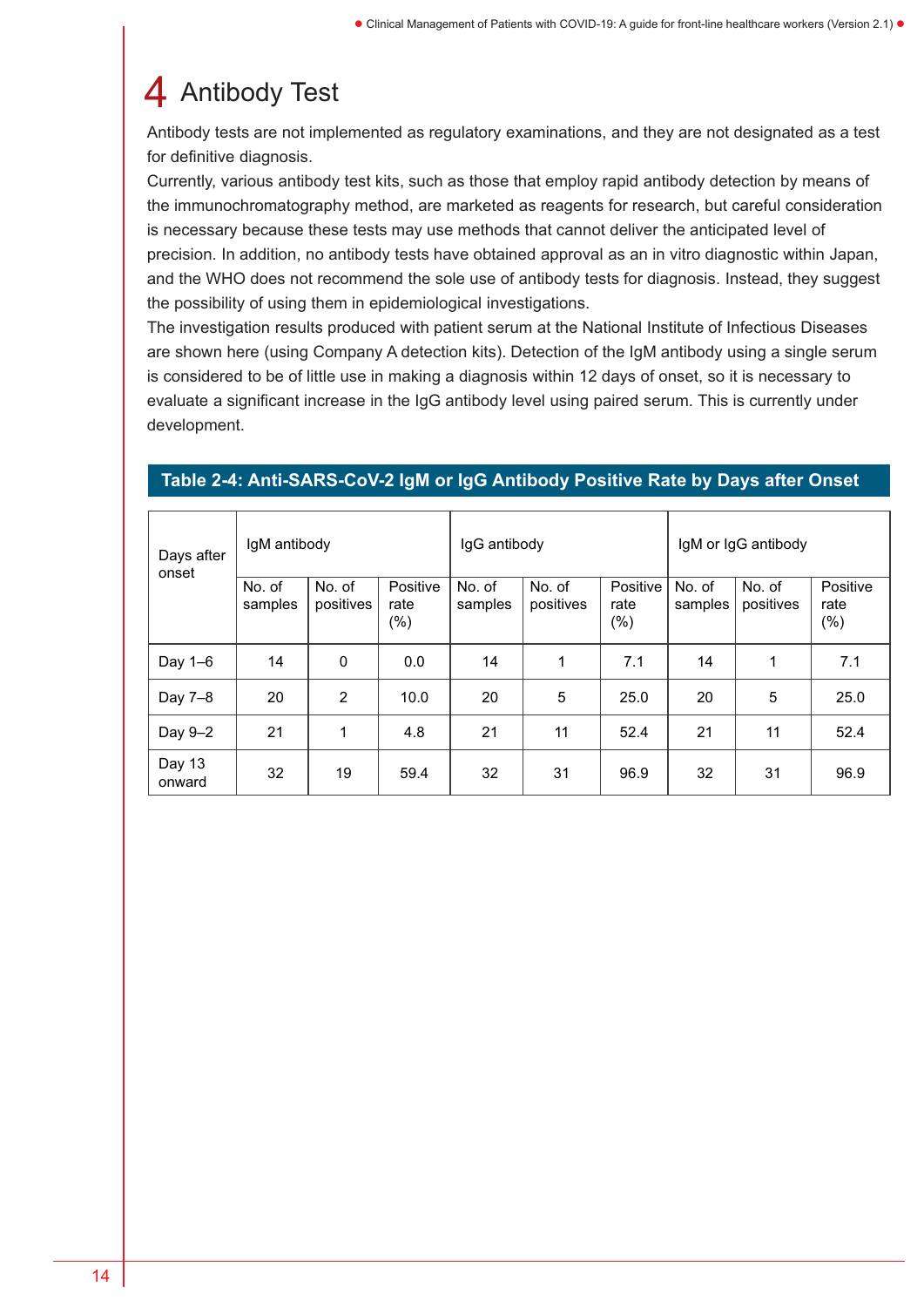# 4 Antibody Test

Antibody tests are not implemented as regulatory examinations, and they are not designated as a test for definitive diagnosis.

Currently, various antibody test kits, such as those that employ rapid antibody detection by means of the immunochromatography method, are marketed as reagents for research, but careful consideration is necessary because these tests may use methods that cannot deliver the anticipated level of precision. In addition, no antibody tests have obtained approval as an in vitro diagnostic within Japan, and the WHO does not recommend the sole use of antibody tests for diagnosis. Instead, they suggest the possibility of using them in epidemiological investigations.

The investigation results produced with patient serum at the National Institute of Infectious Diseases are shown here (using Company A detection kits). Detection of the IgM antibody using a single serum is considered to be of little use in making a diagnosis within 12 days of onset, so it is necessary to evaluate a significant increase in the IgG antibody level using paired serum. This is currently under development.

**Table 2-4: Anti-SARS-CoV-2 IgM or IgG Antibody Positive Rate by Days after Onset**

| Days after onset | IgM antibody | | | IgG antibody | | | IgM or IgG antibody | | |
|---|---|---|---|---|---|---|---|---|---|
| | No. of samples | No. of positives | Positive rate (%) | No. of samples | No. of positives | Positive rate (%) | No. of samples | No. of positives | Positive rate (%) |
| Day 1–6 | 14 | 0 | 0.0 | 14 | 1 | 7.1 | 14 | 1 | 7.1 |
| Day 7–8 | 20 | 2 | 10.0 | 20 | 5 | 25.0 | 20 | 5 | 25.0 |
| Day 9–2 | 21 | 1 | 4.8 | 21 | 11 | 52.4 | 21 | 11 | 52.4 |
| Day 13 onward | 32 | 19 | 59.4 | 32 | 31 | 96.9 | 32 | 31 | 96.9 |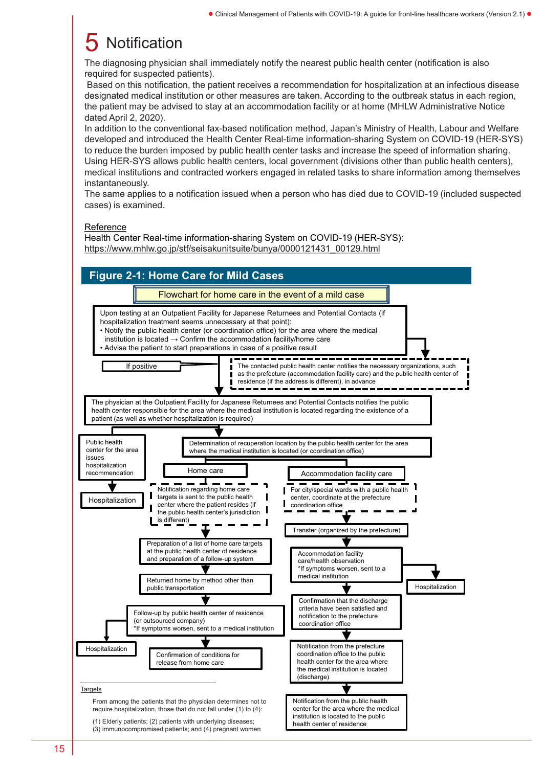# 5 Notification

The diagnosing physician shall immediately notify the nearest public health center (notification is also required for suspected patients).

Based on this notification, the patient receives a recommendation for hospitalization at an infectious disease designated medical institution or other measures are taken. According to the outbreak status in each region, the patient may be advised to stay at an accommodation facility or at home (MHLW Administrative Notice dated April 2, 2020).

In addition to the conventional fax-based notification method, Japan's Ministry of Health, Labour and Welfare developed and introduced the Health Center Real-time information-sharing System on COVID-19 (HER-SYS) to reduce the burden imposed by public health center tasks and increase the speed of information sharing. Using HER-SYS allows public health centers, local government (divisions other than public health centers), medical institutions and contracted workers engaged in related tasks to share information among themselves instantaneously.

The same applies to a notification issued when a person who has died due to COVID-19 (included suspected cases) is examined.

Reference

Health Center Real-time information-sharing System on COVID-19 (HER-SYS):
https://www.mhlw.go.jp/stf/seisakunitsuite/bunya/0000121431_00129.html

## Figure 2-1: Home Care for Mild Cases

Flowchart for home care in the event of a mild case

Upon testing at an Outpatient Facility for Japanese Returnees and Potential Contacts (if hospitalization treatment seems unnecessary at that point):
- Notify the public health center (or coordination office) for the area where the medical institution is located → Confirm the accommodation facility/home care
- Advise the patient to start preparations in case of a positive result

If positive

The contacted public health center notifies the necessary organizations, such as the prefecture (accommodation facility care) and the public health center of residence (if the address is different), in advance

The physician at the Outpatient Facility for Japanese Returnees and Potential Contacts notifies the public health center responsible for the area where the medical institution is located regarding the existence of a patient (as well as whether hospitalization is required)

Public health center for the area issues hospitalization recommendation → Hospitalization

Determination of recuperation location by the public health center for the area where the medical institution is located (or coordination office)

Home care
- Notification regarding home care targets is sent to the public health center where the patient resides (if the public health center's jurisdiction is different)
- Preparation of a list of home care targets at the public health center of residence and preparation of a follow-up system
- Returned home by method other than public transportation
- Follow-up by public health center of residence (or outsourced company) *If symptoms worsen, sent to a medical institution → Hospitalization
- Confirmation of conditions for release from home care

Accommodation facility care
- For city/special wards with a public health center, coordinate at the prefecture coordination office
- Transfer (organized by the prefecture)
- Accommodation facility care/health observation *If symptoms worsen, sent to a medical institution → Hospitalization
- Confirmation that the discharge criteria have been satisfied and notification to the prefecture coordination office
- Notification from the prefecture coordination office to the public health center for the area where the medical institution is located (discharge)
- Notification from the public health center for the area where the medical institution is located to the public health center of residence

Targets

From among the patients that the physician determines not to require hospitalization, those that do not fall under (1) to (4):

(1) Elderly patients; (2) patients with underlying diseases; (3) immunocompromised patients; and (4) pregnant women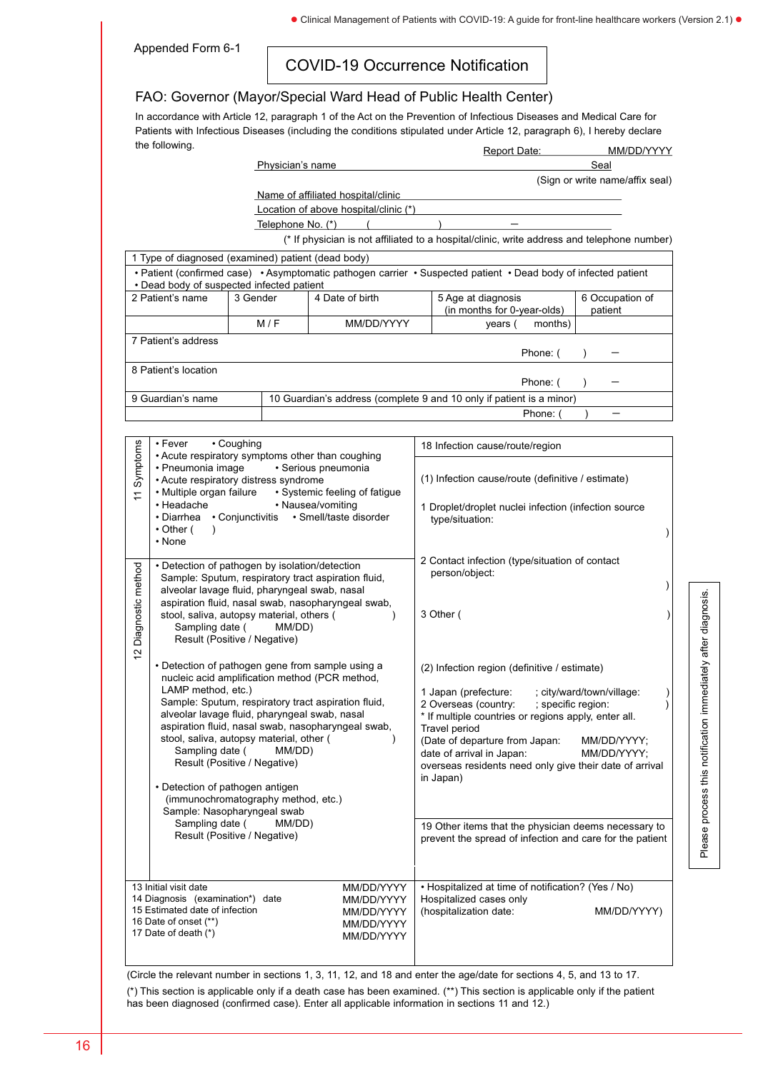Appended Form 6-1

# COVID-19 Occurrence Notification

## FAO: Governor (Mayor/Special Ward Head of Public Health Center)

In accordance with Article 12, paragraph 1 of the Act on the Prevention of Infectious Diseases and Medical Care for Patients with Infectious Diseases (including the conditions stipulated under Article 12, paragraph 6), I hereby declare the following.

Report Date: MM/DD/YYYY

Physician's name Seal

(Sign or write name/affix seal)

Name of affiliated hospital/clinic

Location of above hospital/clinic (*)

Telephone No. (*) ( ) –

(* If physician is not affiliated to a hospital/clinic, write address and telephone number)

| 1 Type of diagnosed (examined) patient (dead body) | | | | |
|---|---|---|---|---|
| • Patient (confirmed case) • Asymptomatic pathogen carrier • Suspected patient • Dead body of infected patient • Dead body of suspected infected patient | | | | |
| 2 Patient's name | 3 Gender | 4 Date of birth | 5 Age at diagnosis (in months for 0-year-olds) | 6 Occupation of patient |
| | M / F | MM/DD/YYYY | years ( months) | |
| 7 Patient's address<br>Phone: ( ) – | | | | |
| 8 Patient's location<br>Phone: ( ) – | | | | |
| 9 Guardian's name | 10 Guardian's address (complete 9 and 10 only if patient is a minor)<br>Phone: ( ) – | | | |

| | | |
|---|---|---|
| 11 Symptoms | • Fever • Coughing<br>• Acute respiratory symptoms other than coughing<br>• Pneumonia image • Serious pneumonia<br>• Acute respiratory distress syndrome<br>• Multiple organ failure • Systemic feeling of fatigue<br>• Headache • Nausea/vomiting<br>• Diarrhea • Conjunctivitis • Smell/taste disorder<br>• Other ( )<br>• None | 18 Infection cause/route/region<br><br>(1) Infection cause/route (definitive / estimate)<br><br>1 Droplet/droplet nuclei infection (infection source type/situation: )<br><br>2 Contact infection (type/situation of contact person/object: )<br><br>3 Other ( )<br><br>(2) Infection region (definitive / estimate)<br><br>1 Japan (prefecture: ; city/ward/town/village: )<br>2 Overseas (country: ; specific region: )<br>* If multiple countries or regions apply, enter all.<br>Travel period<br>(Date of departure from Japan: MM/DD/YYYY;<br>date of arrival in Japan: MM/DD/YYYY;<br>overseas residents need only give their date of arrival in Japan) |
| 12 Diagnostic method | • Detection of pathogen by isolation/detection<br>Sample: Sputum, respiratory tract aspiration fluid, alveolar lavage fluid, pharyngeal swab, nasal aspiration fluid, nasal swab, nasopharyngeal swab, stool, saliva, autopsy material, others ( )<br>Sampling date ( MM/DD)<br>Result (Positive / Negative)<br><br>• Detection of pathogen gene from sample using a nucleic acid amplification method (PCR method, LAMP method, etc.)<br>Sample: Sputum, respiratory tract aspiration fluid, alveolar lavage fluid, pharyngeal swab, nasal aspiration fluid, nasal swab, nasopharyngeal swab, stool, saliva, autopsy material, other ( )<br>Sampling date ( MM/DD)<br>Result (Positive / Negative)<br><br>• Detection of pathogen antigen (immunochromatography method, etc.)<br>Sample: Nasopharyngeal swab<br>Sampling date ( MM/DD)<br>Result (Positive / Negative) | 19 Other items that the physician deems necessary to prevent the spread of infection and care for the patient |
| 13 Initial visit date MM/DD/YYYY<br>14 Diagnosis (examination*) date MM/DD/YYYY<br>15 Estimated date of infection MM/DD/YYYY<br>16 Date of onset (**) MM/DD/YYYY<br>17 Date of death (*) MM/DD/YYYY | | • Hospitalized at time of notification? (Yes / No)<br>Hospitalized cases only<br>(hospitalization date: MM/DD/YYYY) |

(Circle the relevant number in sections 1, 3, 11, 12, and 18 and enter the age/date for sections 4, 5, and 13 to 17.

(*) This section is applicable only if a death case has been examined. (**) This section is applicable only if the patient has been diagnosed (confirmed case). Enter all applicable information in sections 11 and 12.)

Please process this notification immediately after diagnosis.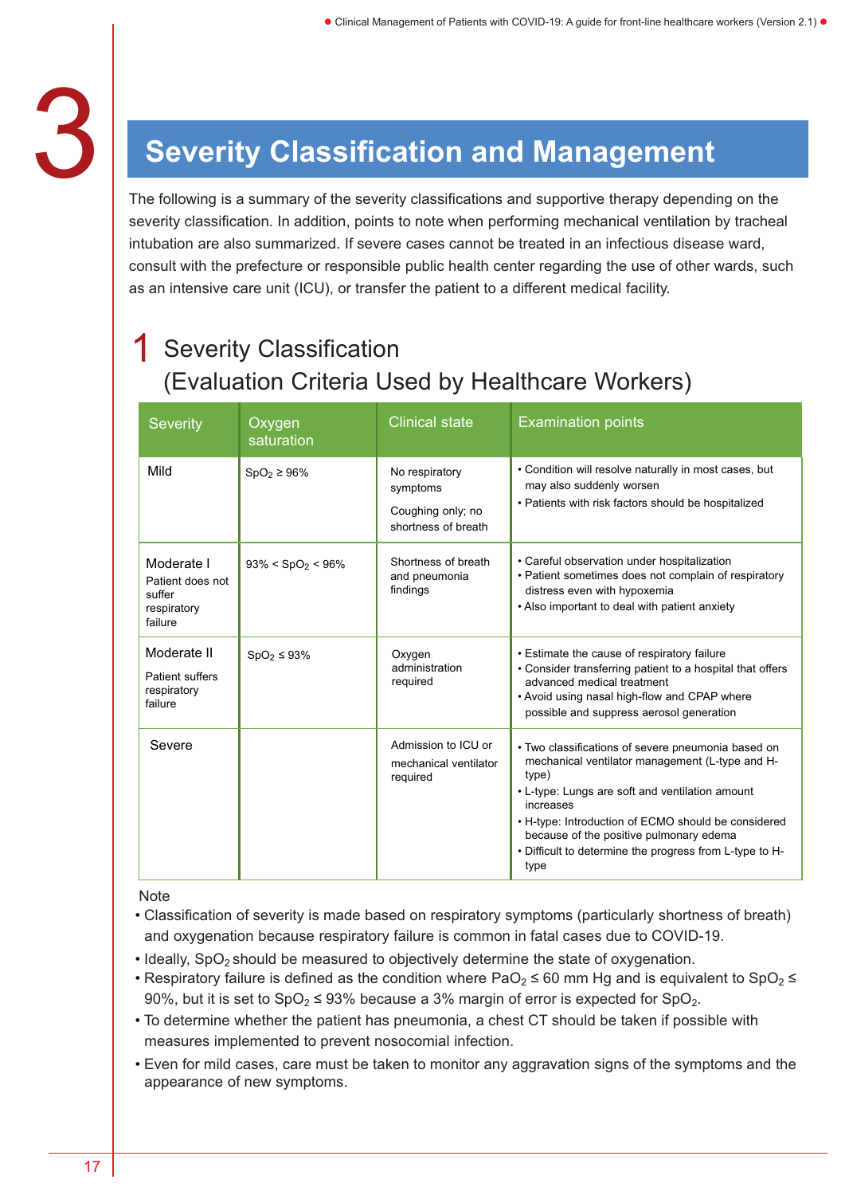# 3 Severity Classification and Management

The following is a summary of the severity classifications and supportive therapy depending on the severity classification. In addition, points to note when performing mechanical ventilation by tracheal intubation are also summarized. If severe cases cannot be treated in an infectious disease ward, consult with the prefecture or responsible public health center regarding the use of other wards, such as an intensive care unit (ICU), or transfer the patient to a different medical facility.

## 1 Severity Classification (Evaluation Criteria Used by Healthcare Workers)

| Severity | Oxygen saturation | Clinical state | Examination points |
|---|---|---|---|
| Mild | $SpO_2 \geq 96\%$ | No respiratory symptoms<br>Coughing only; no shortness of breath | • Condition will resolve naturally in most cases, but may also suddenly worsen<br>• Patients with risk factors should be hospitalized |
| Moderate I<br>Patient does not suffer respiratory failure | $93\% < SpO_2 < 96\%$ | Shortness of breath and pneumonia findings | • Careful observation under hospitalization<br>• Patient sometimes does not complain of respiratory distress even with hypoxemia<br>• Also important to deal with patient anxiety |
| Moderate II<br>Patient suffers respiratory failure | $SpO_2 \leq 93\%$ | Oxygen administration required | • Estimate the cause of respiratory failure<br>• Consider transferring patient to a hospital that offers advanced medical treatment<br>• Avoid using nasal high-flow and CPAP where possible and suppress aerosol generation |
| Severe | | Admission to ICU or mechanical ventilator required | • Two classifications of severe pneumonia based on mechanical ventilator management (L-type and H-type)<br>• L-type: Lungs are soft and ventilation amount increases<br>• H-type: Introduction of ECMO should be considered because of the positive pulmonary edema<br>• Difficult to determine the progress from L-type to H-type |

Note

- Classification of severity is made based on respiratory symptoms (particularly shortness of breath) and oxygenation because respiratory failure is common in fatal cases due to COVID-19.
- Ideally, $SpO_2$ should be measured to objectively determine the state of oxygenation.
- Respiratory failure is defined as the condition where $PaO_2 \leq 60$ mm Hg and is equivalent to $SpO_2 \leq 90\%$, but it is set to $SpO_2 \leq 93\%$ because a 3% margin of error is expected for $SpO_2$.
- To determine whether the patient has pneumonia, a chest CT should be taken if possible with measures implemented to prevent nosocomial infection.
- Even for mild cases, care must be taken to monitor any aggravation signs of the symptoms and the appearance of new symptoms.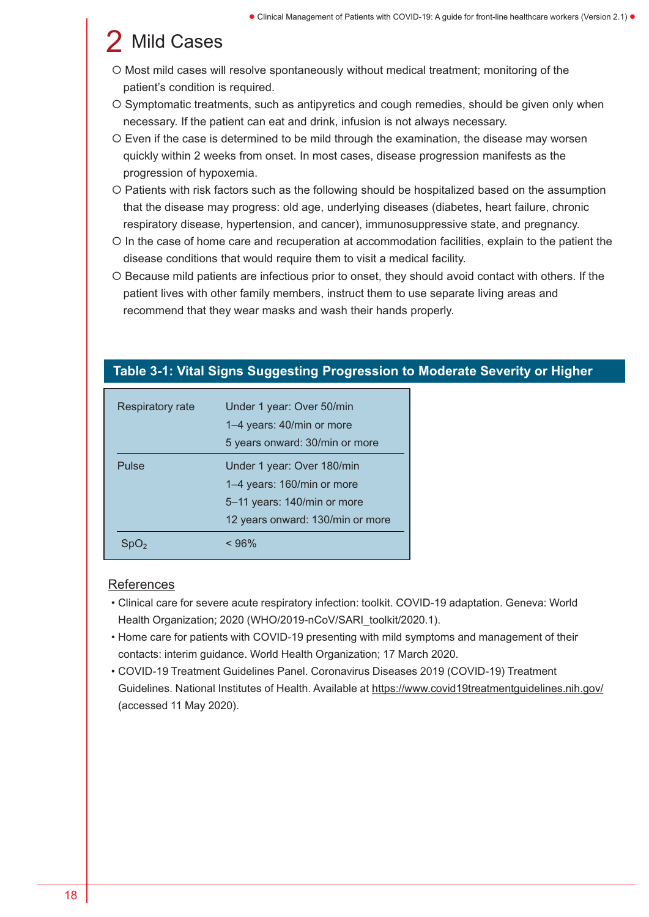## 2 Mild Cases

- Most mild cases will resolve spontaneously without medical treatment; monitoring of the patient's condition is required.
- Symptomatic treatments, such as antipyretics and cough remedies, should be given only when necessary. If the patient can eat and drink, infusion is not always necessary.
- Even if the case is determined to be mild through the examination, the disease may worsen quickly within 2 weeks from onset. In most cases, disease progression manifests as the progression of hypoxemia.
- Patients with risk factors such as the following should be hospitalized based on the assumption that the disease may progress: old age, underlying diseases (diabetes, heart failure, chronic respiratory disease, hypertension, and cancer), immunosuppressive state, and pregnancy.
- In the case of home care and recuperation at accommodation facilities, explain to the patient the disease conditions that would require them to visit a medical facility.
- Because mild patients are infectious prior to onset, they should avoid contact with others. If the patient lives with other family members, instruct them to use separate living areas and recommend that they wear masks and wash their hands properly.

**Table 3-1: Vital Signs Suggesting Progression to Moderate Severity or Higher**

| | |
|---|---|
| Respiratory rate | Under 1 year: Over 50/min<br>1–4 years: 40/min or more<br>5 years onward: 30/min or more |
| Pulse | Under 1 year: Over 180/min<br>1–4 years: 160/min or more<br>5–11 years: 140/min or more<br>12 years onward: 130/min or more |
| $SpO_2$ | < 96% |

### References

- Clinical care for severe acute respiratory infection: toolkit. COVID-19 adaptation. Geneva: World Health Organization; 2020 (WHO/2019-nCoV/SARI_toolkit/2020.1).
- Home care for patients with COVID-19 presenting with mild symptoms and management of their contacts: interim guidance. World Health Organization; 17 March 2020.
- COVID-19 Treatment Guidelines Panel. Coronavirus Diseases 2019 (COVID-19) Treatment Guidelines. National Institutes of Health. Available at https://www.covid19treatmentguidelines.nih.gov/ (accessed 11 May 2020).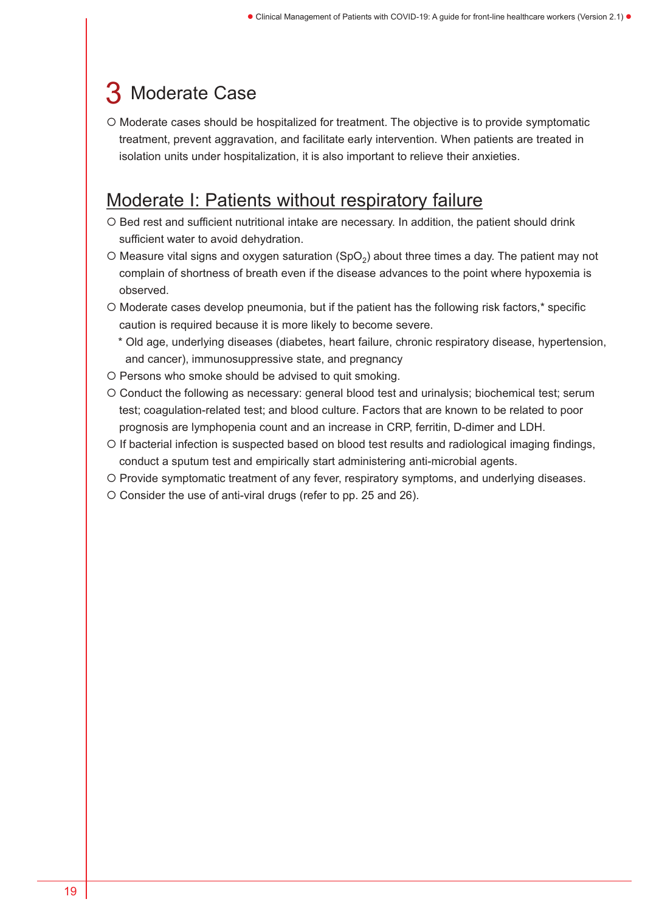# 3 Moderate Case

- Moderate cases should be hospitalized for treatment. The objective is to provide symptomatic treatment, prevent aggravation, and facilitate early intervention. When patients are treated in isolation units under hospitalization, it is also important to relieve their anxieties.

## Moderate I: Patients without respiratory failure

- Bed rest and sufficient nutritional intake are necessary. In addition, the patient should drink sufficient water to avoid dehydration.
- Measure vital signs and oxygen saturation ($SpO_2$) about three times a day. The patient may not complain of shortness of breath even if the disease advances to the point where hypoxemia is observed.
- Moderate cases develop pneumonia, but if the patient has the following risk factors,* specific caution is required because it is more likely to become severe.
  
  * Old age, underlying diseases (diabetes, heart failure, chronic respiratory disease, hypertension, and cancer), immunosuppressive state, and pregnancy
- Persons who smoke should be advised to quit smoking.
- Conduct the following as necessary: general blood test and urinalysis; biochemical test; serum test; coagulation-related test; and blood culture. Factors that are known to be related to poor prognosis are lymphopenia count and an increase in CRP, ferritin, D-dimer and LDH.
- If bacterial infection is suspected based on blood test results and radiological imaging findings, conduct a sputum test and empirically start administering anti-microbial agents.
- Provide symptomatic treatment of any fever, respiratory symptoms, and underlying diseases.
- Consider the use of anti-viral drugs (refer to pp. 25 and 26).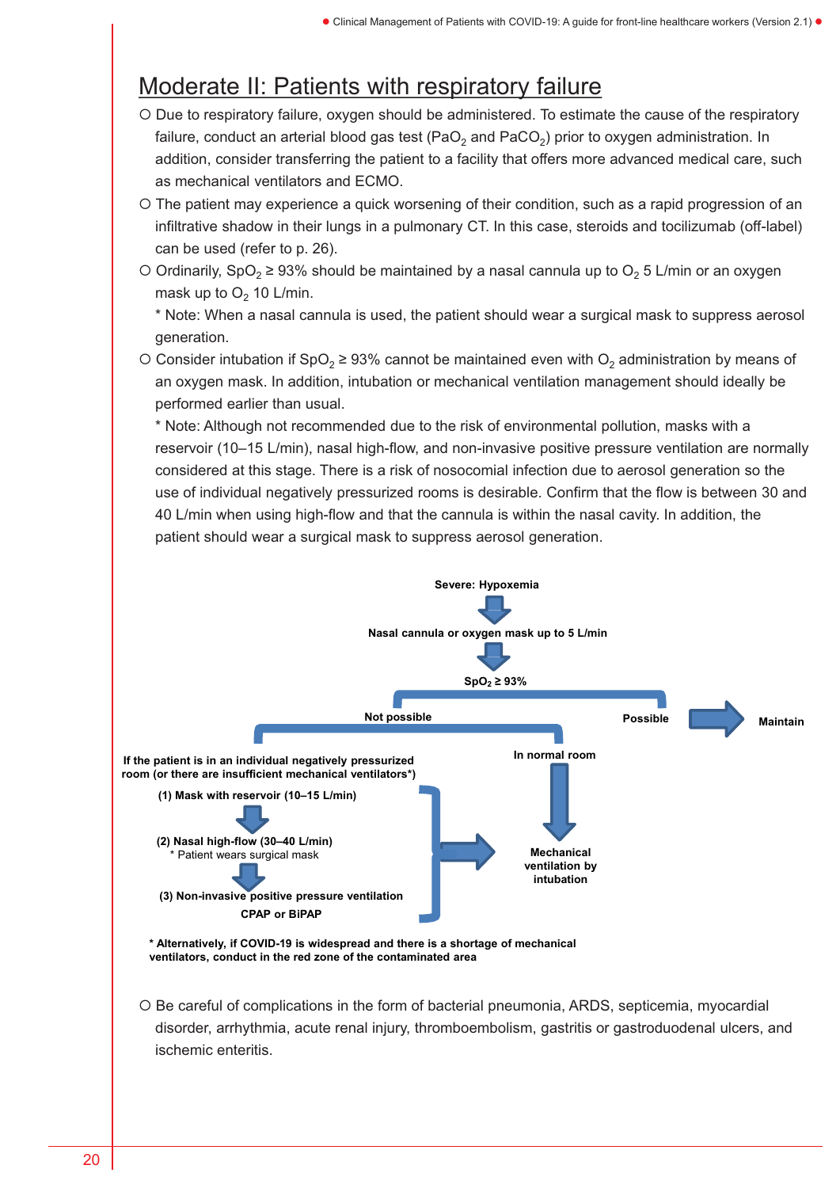## Moderate II: Patients with respiratory failure

- Due to respiratory failure, oxygen should be administered. To estimate the cause of the respiratory failure, conduct an arterial blood gas test ($PaO_2$ and $PaCO_2$) prior to oxygen administration. In addition, consider transferring the patient to a facility that offers more advanced medical care, such as mechanical ventilators and ECMO.
- The patient may experience a quick worsening of their condition, such as a rapid progression of an infiltrative shadow in their lungs in a pulmonary CT. In this case, steroids and tocilizumab (off-label) can be used (refer to p. 26).
- Ordinarily, $SpO_2 \geq 93\%$ should be maintained by a nasal cannula up to $O_2$ 5 L/min or an oxygen mask up to $O_2$ 10 L/min.
  * Note: When a nasal cannula is used, the patient should wear a surgical mask to suppress aerosol generation.
- Consider intubation if $SpO_2 \geq 93\%$ cannot be maintained even with $O_2$ administration by means of an oxygen mask. In addition, intubation or mechanical ventilation management should ideally be performed earlier than usual.
  * Note: Although not recommended due to the risk of environmental pollution, masks with a reservoir (10–15 L/min), nasal high-flow, and non-invasive positive pressure ventilation are normally considered at this stage. There is a risk of nosocomial infection due to aerosol generation so the use of individual negatively pressurized rooms is desirable. Confirm that the flow is between 30 and 40 L/min when using high-flow and that the cannula is within the nasal cavity. In addition, the patient should wear a surgical mask to suppress aerosol generation.

**Severe: Hypoxemia**

↓

**Nasal cannula or oxygen mask up to 5 L/min**

↓

**$SpO_2 \geq 93\%$**

- **Possible** → **Maintain**
- **Not possible**
  - **If the patient is in an individual negatively pressurized room (or there are insufficient mechanical ventilators*)**
    - **(1) Mask with reservoir (10–15 L/min)**
    - ↓
    - **(2) Nasal high-flow (30–40 L/min)**
      * Patient wears surgical mask
    - ↓
    - **(3) Non-invasive positive pressure ventilation CPAP or BiPAP**
    - → **Mechanical ventilation by intubation**
  - **In normal room** → **Mechanical ventilation by intubation**

**\* Alternatively, if COVID-19 is widespread and there is a shortage of mechanical ventilators, conduct in the red zone of the contaminated area**

- Be careful of complications in the form of bacterial pneumonia, ARDS, septicemia, myocardial disorder, arrhythmia, acute renal injury, thromboembolism, gastritis or gastroduodenal ulcers, and ischemic enteritis.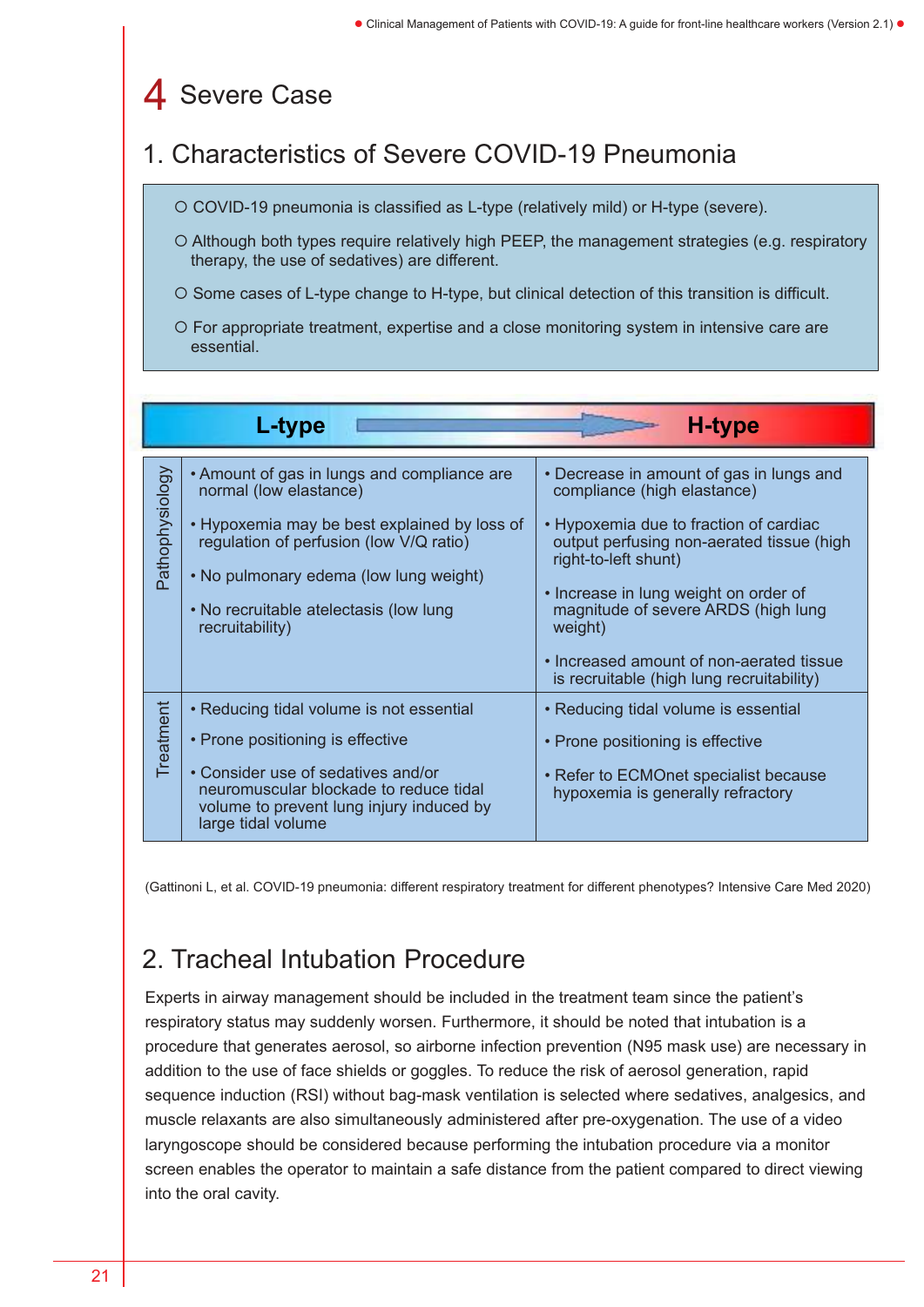# 4 Severe Case

## 1. Characteristics of Severe COVID-19 Pneumonia

- ○ COVID-19 pneumonia is classified as L-type (relatively mild) or H-type (severe).
- ○ Although both types require relatively high PEEP, the management strategies (e.g. respiratory therapy, the use of sedatives) are different.
- ○ Some cases of L-type change to H-type, but clinical detection of this transition is difficult.
- ○ For appropriate treatment, expertise and a close monitoring system in intensive care are essential.

| | **L-type** | **H-type** |
|---|---|---|
| Pathophysiology | • Amount of gas in lungs and compliance are normal (low elastance)<br>• Hypoxemia may be best explained by loss of regulation of perfusion (low V/Q ratio)<br>• No pulmonary edema (low lung weight)<br>• No recruitable atelectasis (low lung recruitability) | • Decrease in amount of gas in lungs and compliance (high elastance)<br>• Hypoxemia due to fraction of cardiac output perfusing non-aerated tissue (high right-to-left shunt)<br>• Increase in lung weight on order of magnitude of severe ARDS (high lung weight)<br>• Increased amount of non-aerated tissue is recruitable (high lung recruitability) |
| Treatment | • Reducing tidal volume is not essential<br>• Prone positioning is effective<br>• Consider use of sedatives and/or neuromuscular blockade to reduce tidal volume to prevent lung injury induced by large tidal volume | • Reducing tidal volume is essential<br>• Prone positioning is effective<br>• Refer to ECMOnet specialist because hypoxemia is generally refractory |

(Gattinoni L, et al. COVID-19 pneumonia: different respiratory treatment for different phenotypes? Intensive Care Med 2020)

## 2. Tracheal Intubation Procedure

Experts in airway management should be included in the treatment team since the patient's respiratory status may suddenly worsen. Furthermore, it should be noted that intubation is a procedure that generates aerosol, so airborne infection prevention (N95 mask use) are necessary in addition to the use of face shields or goggles. To reduce the risk of aerosol generation, rapid sequence induction (RSI) without bag-mask ventilation is selected where sedatives, analgesics, and muscle relaxants are also simultaneously administered after pre-oxygenation. The use of a video laryngoscope should be considered because performing the intubation procedure via a monitor screen enables the operator to maintain a safe distance from the patient compared to direct viewing into the oral cavity.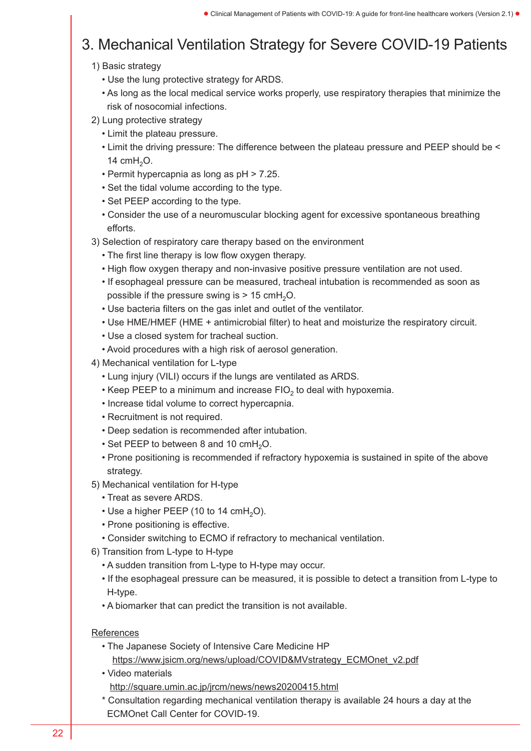# 3. Mechanical Ventilation Strategy for Severe COVID-19 Patients

1) Basic strategy

- Use the lung protective strategy for ARDS.
- As long as the local medical service works properly, use respiratory therapies that minimize the risk of nosocomial infections.

2) Lung protective strategy

- Limit the plateau pressure.
- Limit the driving pressure: The difference between the plateau pressure and PEEP should be < 14 $cmH_2O$.
- Permit hypercapnia as long as pH > 7.25.
- Set the tidal volume according to the type.
- Set PEEP according to the type.
- Consider the use of a neuromuscular blocking agent for excessive spontaneous breathing efforts.

3) Selection of respiratory care therapy based on the environment

- The first line therapy is low flow oxygen therapy.
- High flow oxygen therapy and non-invasive positive pressure ventilation are not used.
- If esophageal pressure can be measured, tracheal intubation is recommended as soon as possible if the pressure swing is > 15 $cmH_2O$.
- Use bacteria filters on the gas inlet and outlet of the ventilator.
- Use HME/HMEF (HME + antimicrobial filter) to heat and moisturize the respiratory circuit.
- Use a closed system for tracheal suction.
- Avoid procedures with a high risk of aerosol generation.

4) Mechanical ventilation for L-type

- Lung injury (VILI) occurs if the lungs are ventilated as ARDS.
- Keep PEEP to a minimum and increase $FIO_2$ to deal with hypoxemia.
- Increase tidal volume to correct hypercapnia.
- Recruitment is not required.
- Deep sedation is recommended after intubation.
- Set PEEP to between 8 and 10 $cmH_2O$.
- Prone positioning is recommended if refractory hypoxemia is sustained in spite of the above strategy.

5) Mechanical ventilation for H-type

- Treat as severe ARDS.
- Use a higher PEEP (10 to 14 $cmH_2O$).
- Prone positioning is effective.
- Consider switching to ECMO if refractory to mechanical ventilation.

6) Transition from L-type to H-type

- A sudden transition from L-type to H-type may occur.
- If the esophageal pressure can be measured, it is possible to detect a transition from L-type to H-type.
- A biomarker that can predict the transition is not available.

References

- The Japanese Society of Intensive Care Medicine HP
  https://www.jsicm.org/news/upload/COVID&MVstrategy_ECMOnet_v2.pdf
- Video materials
  http://square.umin.ac.jp/jrcm/news/news20200415.html

\* Consultation regarding mechanical ventilation therapy is available 24 hours a day at the ECMOnet Call Center for COVID-19.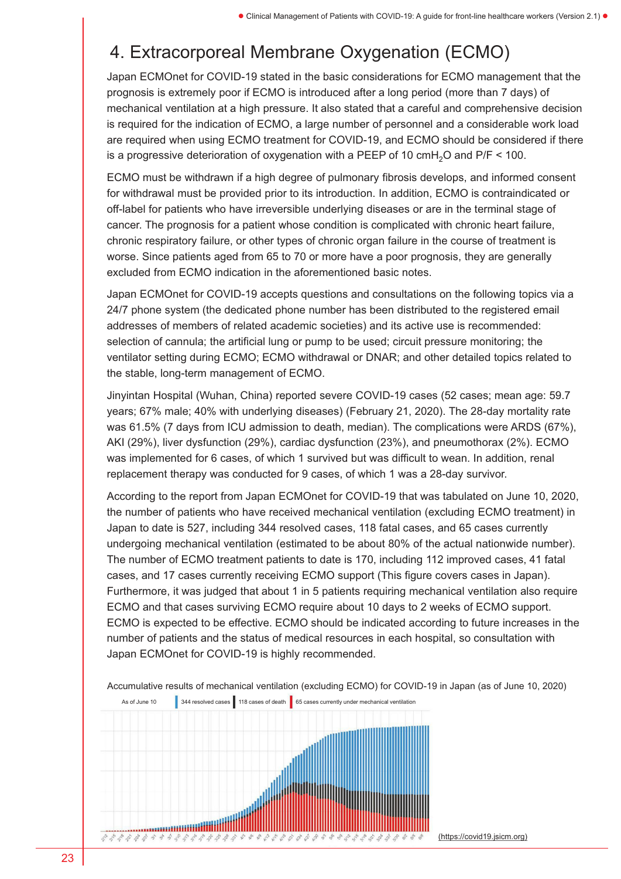# 4. Extracorporeal Membrane Oxygenation (ECMO)

Japan ECMOnet for COVID-19 stated in the basic considerations for ECMO management that the prognosis is extremely poor if ECMO is introduced after a long period (more than 7 days) of mechanical ventilation at a high pressure. It also stated that a careful and comprehensive decision is required for the indication of ECMO, a large number of personnel and a considerable work load are required when using ECMO treatment for COVID-19, and ECMO should be considered if there is a progressive deterioration of oxygenation with a PEEP of 10 $cmH_2O$ and P/F < 100.

ECMO must be withdrawn if a high degree of pulmonary fibrosis develops, and informed consent for withdrawal must be provided prior to its introduction. In addition, ECMO is contraindicated or off-label for patients who have irreversible underlying diseases or are in the terminal stage of cancer. The prognosis for a patient whose condition is complicated with chronic heart failure, chronic respiratory failure, or other types of chronic organ failure in the course of treatment is worse. Since patients aged from 65 to 70 or more have a poor prognosis, they are generally excluded from ECMO indication in the aforementioned basic notes.

Japan ECMOnet for COVID-19 accepts questions and consultations on the following topics via a 24/7 phone system (the dedicated phone number has been distributed to the registered email addresses of members of related academic societies) and its active use is recommended: selection of cannula; the artificial lung or pump to be used; circuit pressure monitoring; the ventilator setting during ECMO; ECMO withdrawal or DNAR; and other detailed topics related to the stable, long-term management of ECMO.

Jinyintan Hospital (Wuhan, China) reported severe COVID-19 cases (52 cases; mean age: 59.7 years; 67% male; 40% with underlying diseases) (February 21, 2020). The 28-day mortality rate was 61.5% (7 days from ICU admission to death, median). The complications were ARDS (67%), AKI (29%), liver dysfunction (29%), cardiac dysfunction (23%), and pneumothorax (2%). ECMO was implemented for 6 cases, of which 1 survived but was difficult to wean. In addition, renal replacement therapy was conducted for 9 cases, of which 1 was a 28-day survivor.

According to the report from Japan ECMOnet for COVID-19 that was tabulated on June 10, 2020, the number of patients who have received mechanical ventilation (excluding ECMO treatment) in Japan to date is 527, including 344 resolved cases, 118 fatal cases, and 65 cases currently undergoing mechanical ventilation (estimated to be about 80% of the actual nationwide number). The number of ECMO treatment patients to date is 170, including 112 improved cases, 41 fatal cases, and 17 cases currently receiving ECMO support (This figure covers cases in Japan). Furthermore, it was judged that about 1 in 5 patients requiring mechanical ventilation also require ECMO and that cases surviving ECMO require about 10 days to 2 weeks of ECMO support. ECMO is expected to be effective. ECMO should be indicated according to future increases in the number of patients and the status of medical resources in each hospital, so consultation with Japan ECMOnet for COVID-19 is highly recommended.

Accumulative results of mechanical ventilation (excluding ECMO) for COVID-19 in Japan (as of June 10, 2020)

As of June 10 | 344 resolved cases | 118 cases of death | 65 cases currently under mechanical ventilation

(https://covid19.jsicm.org)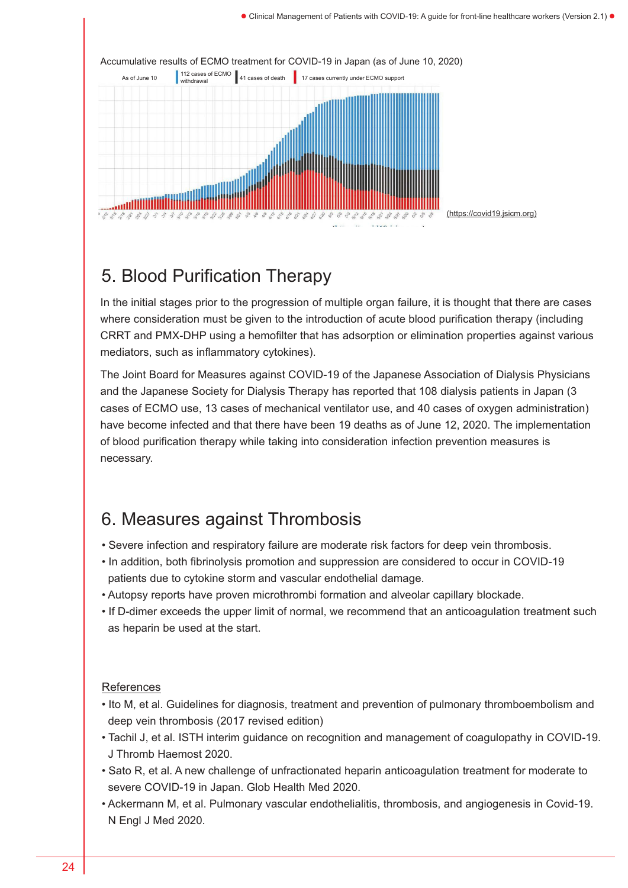Accumulative results of ECMO treatment for COVID-19 in Japan (as of June 10, 2020)

As of June 10 | 112 cases of ECMO withdrawal | 41 cases of death | 17 cases currently under ECMO support

(https://covid19.jsicm.org)

## 5. Blood Purification Therapy

In the initial stages prior to the progression of multiple organ failure, it is thought that there are cases where consideration must be given to the introduction of acute blood purification therapy (including CRRT and PMX-DHP using a hemofilter that has adsorption or elimination properties against various mediators, such as inflammatory cytokines).

The Joint Board for Measures against COVID-19 of the Japanese Association of Dialysis Physicians and the Japanese Society for Dialysis Therapy has reported that 108 dialysis patients in Japan (3 cases of ECMO use, 13 cases of mechanical ventilator use, and 40 cases of oxygen administration) have become infected and that there have been 19 deaths as of June 12, 2020. The implementation of blood purification therapy while taking into consideration infection prevention measures is necessary.

## 6. Measures against Thrombosis

- Severe infection and respiratory failure are moderate risk factors for deep vein thrombosis.
- In addition, both fibrinolysis promotion and suppression are considered to occur in COVID-19 patients due to cytokine storm and vascular endothelial damage.
- Autopsy reports have proven microthrombi formation and alveolar capillary blockade.
- If D-dimer exceeds the upper limit of normal, we recommend that an anticoagulation treatment such as heparin be used at the start.

References

- Ito M, et al. Guidelines for diagnosis, treatment and prevention of pulmonary thromboembolism and deep vein thrombosis (2017 revised edition)
- Tachil J, et al. ISTH interim guidance on recognition and management of coagulopathy in COVID-19. J Thromb Haemost 2020.
- Sato R, et al. A new challenge of unfractionated heparin anticoagulation treatment for moderate to severe COVID-19 in Japan. Glob Health Med 2020.
- Ackermann M, et al. Pulmonary vascular endothelialitis, thrombosis, and angiogenesis in Covid-19. N Engl J Med 2020.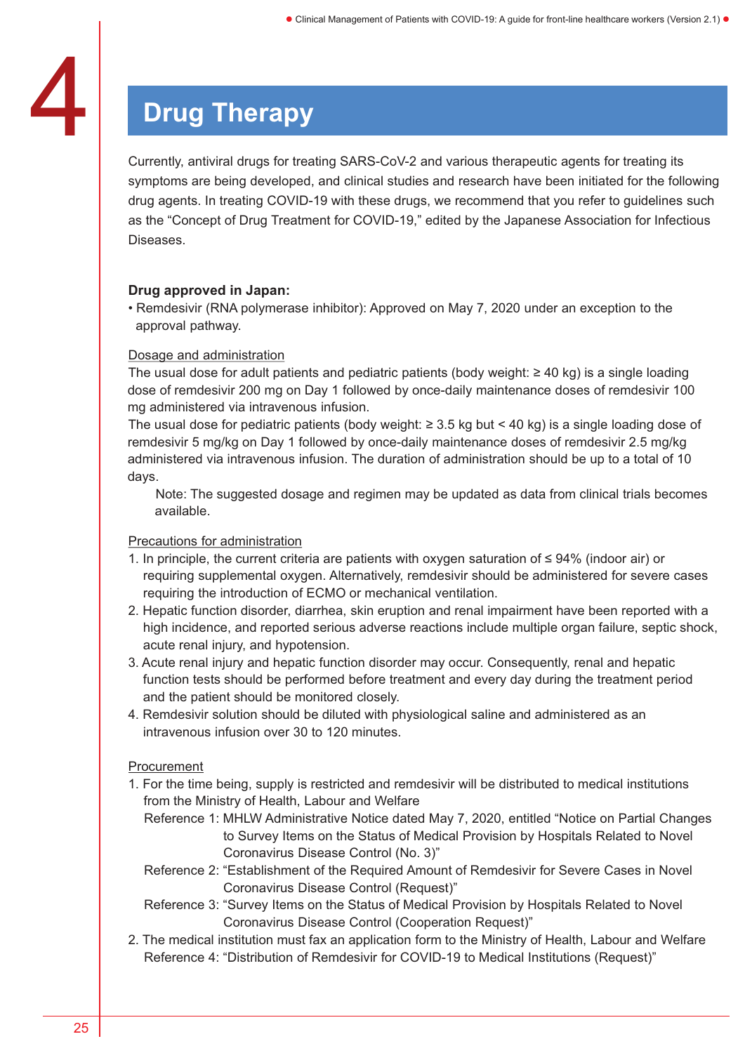# 4 Drug Therapy

Currently, antiviral drugs for treating SARS-CoV-2 and various therapeutic agents for treating its symptoms are being developed, and clinical studies and research have been initiated for the following drug agents. In treating COVID-19 with these drugs, we recommend that you refer to guidelines such as the “Concept of Drug Treatment for COVID-19,” edited by the Japanese Association for Infectious Diseases.

**Drug approved in Japan:**

- Remdesivir (RNA polymerase inhibitor): Approved on May 7, 2020 under an exception to the approval pathway.

Dosage and administration

The usual dose for adult patients and pediatric patients (body weight: ≥ 40 kg) is a single loading dose of remdesivir 200 mg on Day 1 followed by once-daily maintenance doses of remdesivir 100 mg administered via intravenous infusion.

The usual dose for pediatric patients (body weight: ≥ 3.5 kg but < 40 kg) is a single loading dose of remdesivir 5 mg/kg on Day 1 followed by once-daily maintenance doses of remdesivir 2.5 mg/kg administered via intravenous infusion. The duration of administration should be up to a total of 10 days.

Note: The suggested dosage and regimen may be updated as data from clinical trials becomes available.

Precautions for administration

1. In principle, the current criteria are patients with oxygen saturation of ≤ 94% (indoor air) or requiring supplemental oxygen. Alternatively, remdesivir should be administered for severe cases requiring the introduction of ECMO or mechanical ventilation.
2. Hepatic function disorder, diarrhea, skin eruption and renal impairment have been reported with a high incidence, and reported serious adverse reactions include multiple organ failure, septic shock, acute renal injury, and hypotension.
3. Acute renal injury and hepatic function disorder may occur. Consequently, renal and hepatic function tests should be performed before treatment and every day during the treatment period and the patient should be monitored closely.
4. Remdesivir solution should be diluted with physiological saline and administered as an intravenous infusion over 30 to 120 minutes.

Procurement

1. For the time being, supply is restricted and remdesivir will be distributed to medical institutions from the Ministry of Health, Labour and Welfare
   Reference 1: MHLW Administrative Notice dated May 7, 2020, entitled “Notice on Partial Changes to Survey Items on the Status of Medical Provision by Hospitals Related to Novel Coronavirus Disease Control (No. 3)”
   Reference 2: “Establishment of the Required Amount of Remdesivir for Severe Cases in Novel Coronavirus Disease Control (Request)”
   Reference 3: “Survey Items on the Status of Medical Provision by Hospitals Related to Novel Coronavirus Disease Control (Cooperation Request)”
2. The medical institution must fax an application form to the Ministry of Health, Labour and Welfare
   Reference 4: “Distribution of Remdesivir for COVID-19 to Medical Institutions (Request)”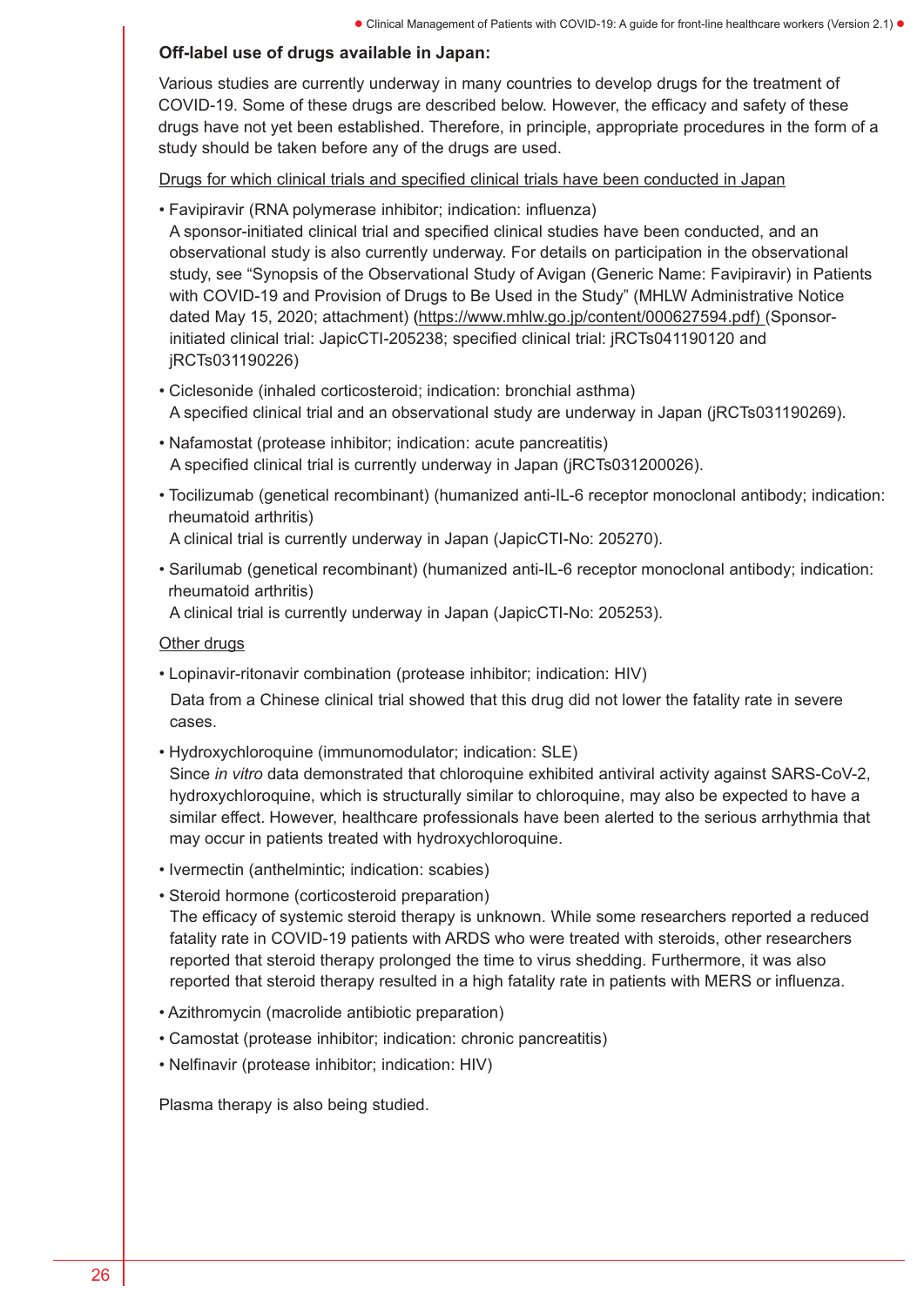**Off-label use of drugs available in Japan:**

Various studies are currently underway in many countries to develop drugs for the treatment of COVID-19. Some of these drugs are described below. However, the efficacy and safety of these drugs have not yet been established. Therefore, in principle, appropriate procedures in the form of a study should be taken before any of the drugs are used.

Drugs for which clinical trials and specified clinical trials have been conducted in Japan

- Favipiravir (RNA polymerase inhibitor; indication: influenza)
  A sponsor-initiated clinical trial and specified clinical studies have been conducted, and an observational study is also currently underway. For details on participation in the observational study, see "Synopsis of the Observational Study of Avigan (Generic Name: Favipiravir) in Patients with COVID-19 and Provision of Drugs to Be Used in the Study" (MHLW Administrative Notice dated May 15, 2020; attachment) (https://www.mhlw.go.jp/content/000627594.pdf) (Sponsor-initiated clinical trial: JapicCTI-205238; specified clinical trial: jRCTs041190120 and jRCTs031190226)
- Ciclesonide (inhaled corticosteroid; indication: bronchial asthma)
  A specified clinical trial and an observational study are underway in Japan (jRCTs031190269).
- Nafamostat (protease inhibitor; indication: acute pancreatitis)
  A specified clinical trial is currently underway in Japan (jRCTs031200026).
- Tocilizumab (genetical recombinant) (humanized anti-IL-6 receptor monoclonal antibody; indication: rheumatoid arthritis)
  A clinical trial is currently underway in Japan (JapicCTI-No: 205270).
- Sarilumab (genetical recombinant) (humanized anti-IL-6 receptor monoclonal antibody; indication: rheumatoid arthritis)
  A clinical trial is currently underway in Japan (JapicCTI-No: 205253).

Other drugs

- Lopinavir-ritonavir combination (protease inhibitor; indication: HIV)
  Data from a Chinese clinical trial showed that this drug did not lower the fatality rate in severe cases.
- Hydroxychloroquine (immunomodulator; indication: SLE)
  Since *in vitro* data demonstrated that chloroquine exhibited antiviral activity against SARS-CoV-2, hydroxychloroquine, which is structurally similar to chloroquine, may also be expected to have a similar effect. However, healthcare professionals have been alerted to the serious arrhythmia that may occur in patients treated with hydroxychloroquine.
- Ivermectin (anthelmintic; indication: scabies)
- Steroid hormone (corticosteroid preparation)
  The efficacy of systemic steroid therapy is unknown. While some researchers reported a reduced fatality rate in COVID-19 patients with ARDS who were treated with steroids, other researchers reported that steroid therapy prolonged the time to virus shedding. Furthermore, it was also reported that steroid therapy resulted in a high fatality rate in patients with MERS or influenza.
- Azithromycin (macrolide antibiotic preparation)
- Camostat (protease inhibitor; indication: chronic pancreatitis)
- Nelfinavir (protease inhibitor; indication: HIV)

Plasma therapy is also being studied.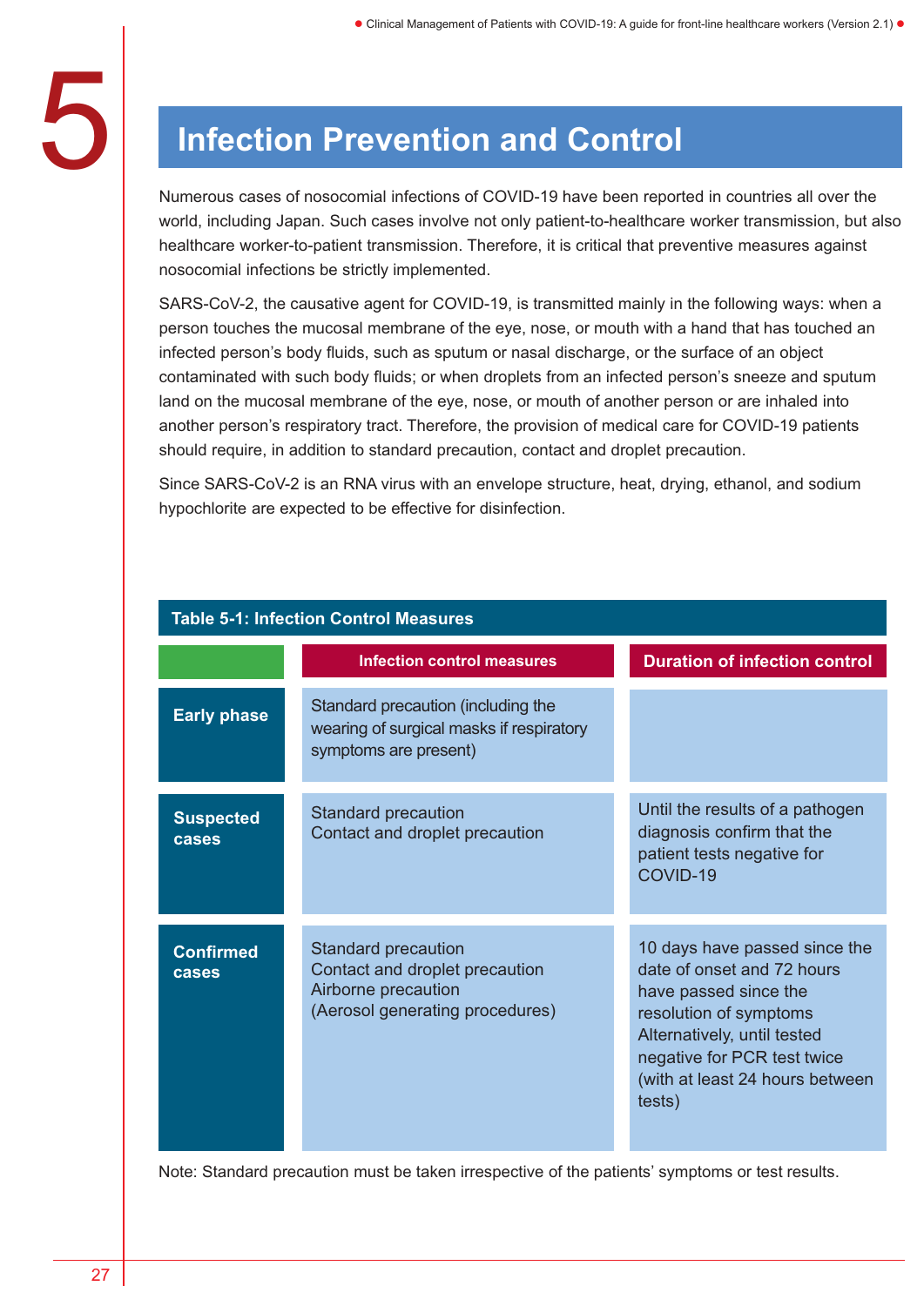# 5 Infection Prevention and Control

Numerous cases of nosocomial infections of COVID-19 have been reported in countries all over the world, including Japan. Such cases involve not only patient-to-healthcare worker transmission, but also healthcare worker-to-patient transmission. Therefore, it is critical that preventive measures against nosocomial infections be strictly implemented.

SARS-CoV-2, the causative agent for COVID-19, is transmitted mainly in the following ways: when a person touches the mucosal membrane of the eye, nose, or mouth with a hand that has touched an infected person's body fluids, such as sputum or nasal discharge, or the surface of an object contaminated with such body fluids; or when droplets from an infected person's sneeze and sputum land on the mucosal membrane of the eye, nose, or mouth of another person or are inhaled into another person's respiratory tract. Therefore, the provision of medical care for COVID-19 patients should require, in addition to standard precaution, contact and droplet precaution.

Since SARS-CoV-2 is an RNA virus with an envelope structure, heat, drying, ethanol, and sodium hypochlorite are expected to be effective for disinfection.

**Table 5-1: Infection Control Measures**

| | Infection control measures | Duration of infection control |
|---|---|---|
| **Early phase** | Standard precaution (including the wearing of surgical masks if respiratory symptoms are present) | |
| **Suspected cases** | Standard precaution<br>Contact and droplet precaution | Until the results of a pathogen diagnosis confirm that the patient tests negative for COVID-19 |
| **Confirmed cases** | Standard precaution<br>Contact and droplet precaution<br>Airborne precaution<br>(Aerosol generating procedures) | 10 days have passed since the date of onset and 72 hours have passed since the resolution of symptoms<br>Alternatively, until tested negative for PCR test twice (with at least 24 hours between tests) |

Note: Standard precaution must be taken irrespective of the patients' symptoms or test results.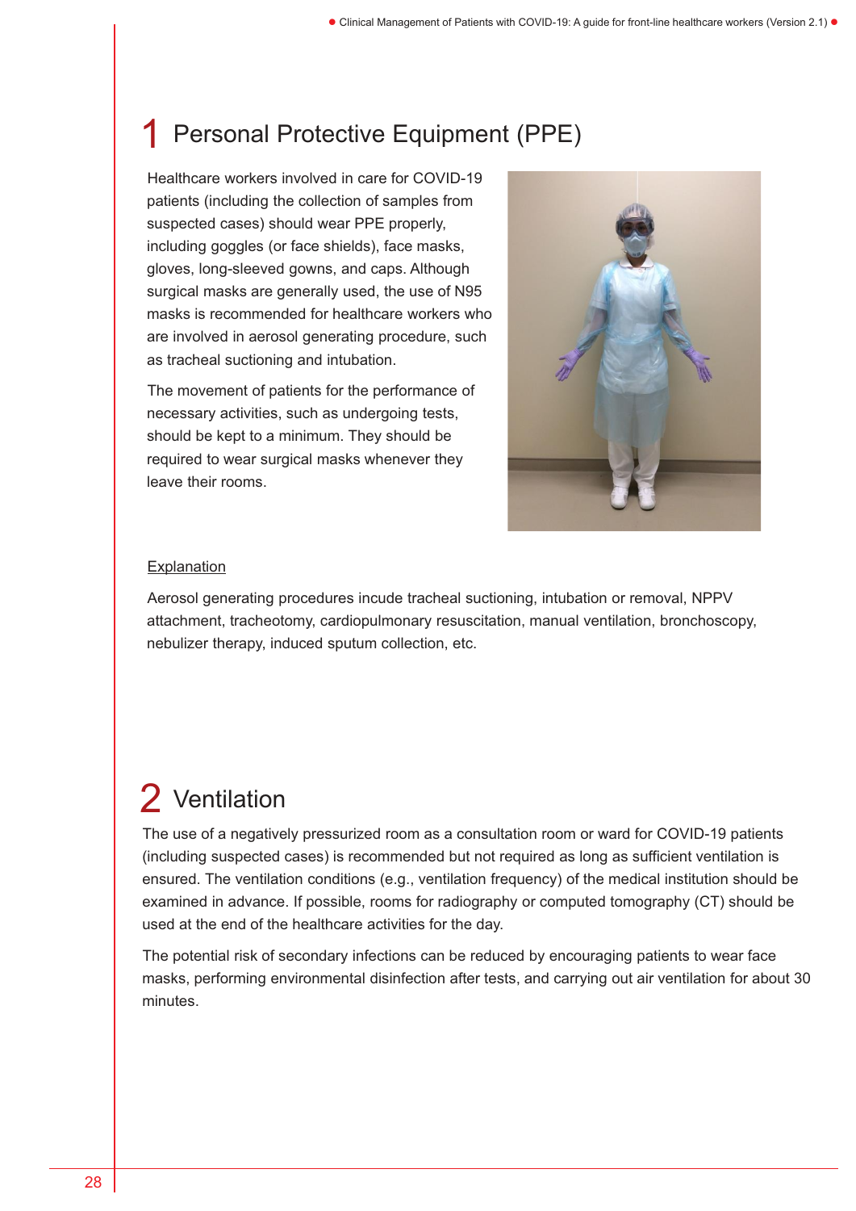# 1 Personal Protective Equipment (PPE)

Healthcare workers involved in care for COVID-19 patients (including the collection of samples from suspected cases) should wear PPE properly, including goggles (or face shields), face masks, gloves, long-sleeved gowns, and caps. Although surgical masks are generally used, the use of N95 masks is recommended for healthcare workers who are involved in aerosol generating procedure, such as tracheal suctioning and intubation.

The movement of patients for the performance of necessary activities, such as undergoing tests, should be kept to a minimum. They should be required to wear surgical masks whenever they leave their rooms.

Explanation

Aerosol generating procedures incude tracheal suctioning, intubation or removal, NPPV attachment, tracheotomy, cardiopulmonary resuscitation, manual ventilation, bronchoscopy, nebulizer therapy, induced sputum collection, etc.

# 2 Ventilation

The use of a negatively pressurized room as a consultation room or ward for COVID-19 patients (including suspected cases) is recommended but not required as long as sufficient ventilation is ensured. The ventilation conditions (e.g., ventilation frequency) of the medical institution should be examined in advance. If possible, rooms for radiography or computed tomography (CT) should be used at the end of the healthcare activities for the day.

The potential risk of secondary infections can be reduced by encouraging patients to wear face masks, performing environmental disinfection after tests, and carrying out air ventilation for about 30 minutes.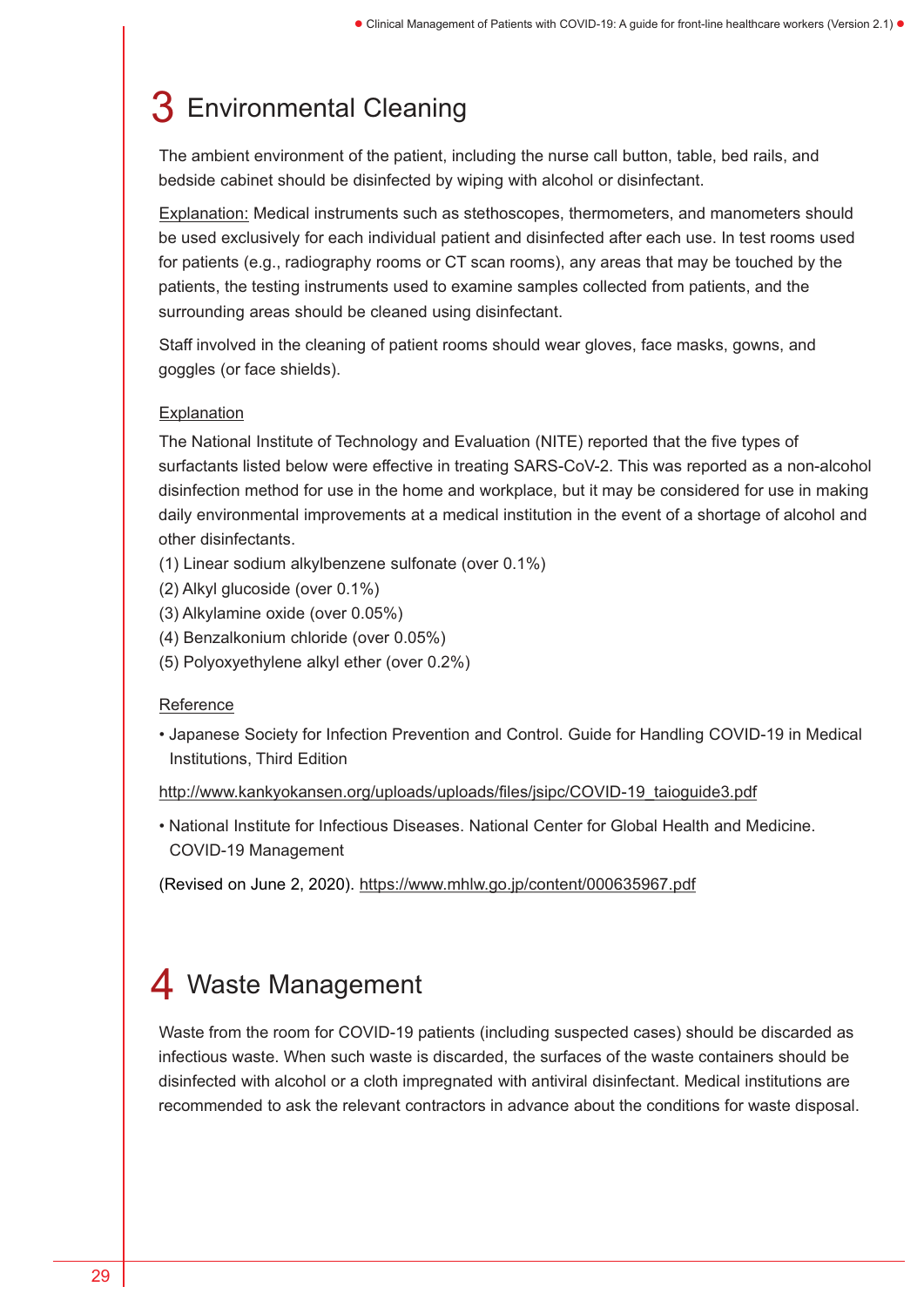# 3 Environmental Cleaning

The ambient environment of the patient, including the nurse call button, table, bed rails, and bedside cabinet should be disinfected by wiping with alcohol or disinfectant.

Explanation: Medical instruments such as stethoscopes, thermometers, and manometers should be used exclusively for each individual patient and disinfected after each use. In test rooms used for patients (e.g., radiography rooms or CT scan rooms), any areas that may be touched by the patients, the testing instruments used to examine samples collected from patients, and the surrounding areas should be cleaned using disinfectant.

Staff involved in the cleaning of patient rooms should wear gloves, face masks, gowns, and goggles (or face shields).

Explanation

The National Institute of Technology and Evaluation (NITE) reported that the five types of surfactants listed below were effective in treating SARS-CoV-2. This was reported as a non-alcohol disinfection method for use in the home and workplace, but it may be considered for use in making daily environmental improvements at a medical institution in the event of a shortage of alcohol and other disinfectants.

(1) Linear sodium alkylbenzene sulfonate (over 0.1%)
(2) Alkyl glucoside (over 0.1%)
(3) Alkylamine oxide (over 0.05%)
(4) Benzalkonium chloride (over 0.05%)
(5) Polyoxyethylene alkyl ether (over 0.2%)

Reference

- Japanese Society for Infection Prevention and Control. Guide for Handling COVID-19 in Medical Institutions, Third Edition

http://www.kankyokansen.org/uploads/uploads/files/jsipc/COVID-19_taioguide3.pdf

- National Institute for Infectious Diseases. National Center for Global Health and Medicine. COVID-19 Management

(Revised on June 2, 2020). https://www.mhlw.go.jp/content/000635967.pdf

# 4 Waste Management

Waste from the room for COVID-19 patients (including suspected cases) should be discarded as infectious waste. When such waste is discarded, the surfaces of the waste containers should be disinfected with alcohol or a cloth impregnated with antiviral disinfectant. Medical institutions are recommended to ask the relevant contractors in advance about the conditions for waste disposal.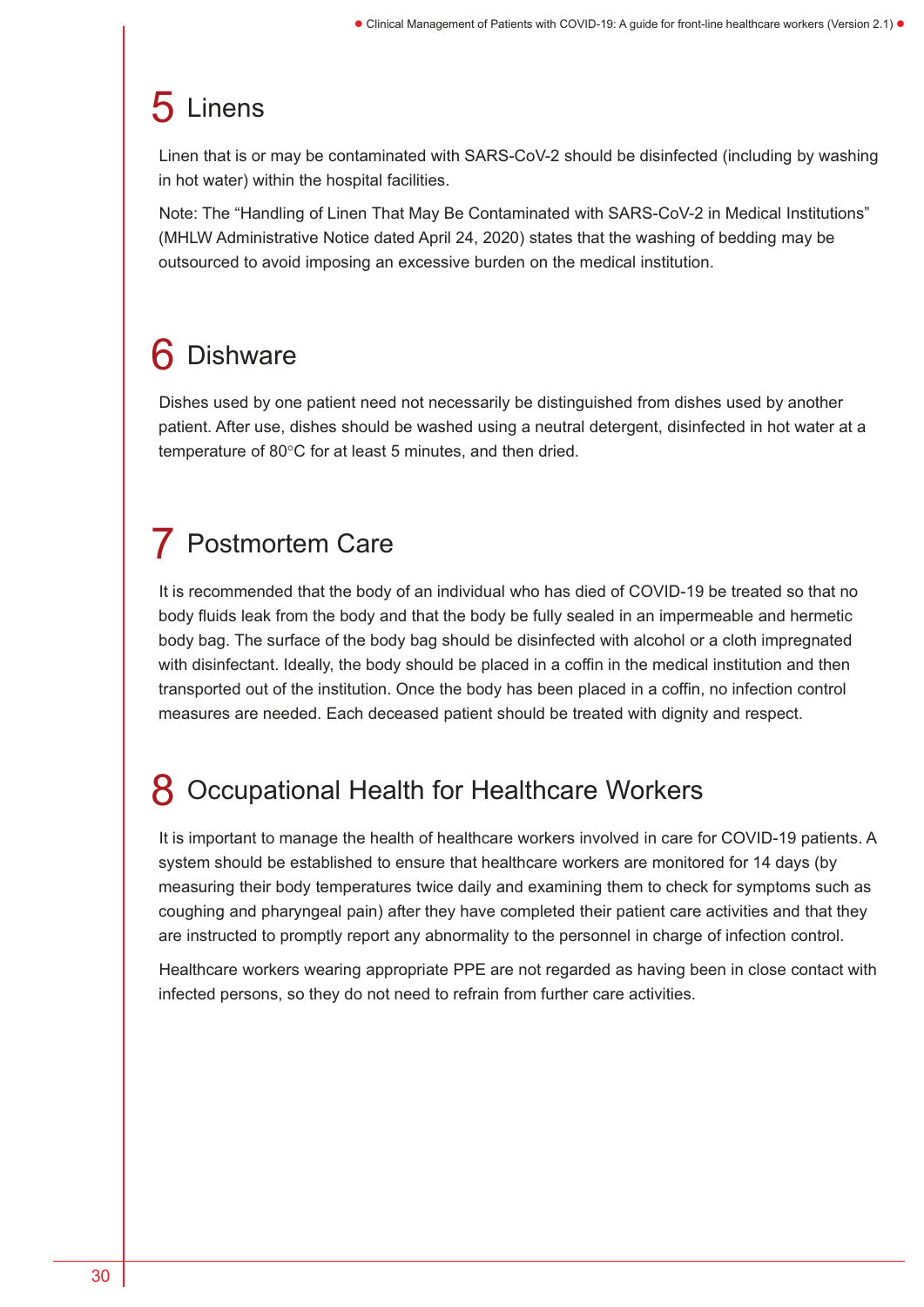## 5 Linens

Linen that is or may be contaminated with SARS-CoV-2 should be disinfected (including by washing in hot water) within the hospital facilities.

Note: The "Handling of Linen That May Be Contaminated with SARS-CoV-2 in Medical Institutions" (MHLW Administrative Notice dated April 24, 2020) states that the washing of bedding may be outsourced to avoid imposing an excessive burden on the medical institution.

## 6 Dishware

Dishes used by one patient need not necessarily be distinguished from dishes used by another patient. After use, dishes should be washed using a neutral detergent, disinfected in hot water at a temperature of 80°C for at least 5 minutes, and then dried.

## 7 Postmortem Care

It is recommended that the body of an individual who has died of COVID-19 be treated so that no body fluids leak from the body and that the body be fully sealed in an impermeable and hermetic body bag. The surface of the body bag should be disinfected with alcohol or a cloth impregnated with disinfectant. Ideally, the body should be placed in a coffin in the medical institution and then transported out of the institution. Once the body has been placed in a coffin, no infection control measures are needed. Each deceased patient should be treated with dignity and respect.

## 8 Occupational Health for Healthcare Workers

It is important to manage the health of healthcare workers involved in care for COVID-19 patients. A system should be established to ensure that healthcare workers are monitored for 14 days (by measuring their body temperatures twice daily and examining them to check for symptoms such as coughing and pharyngeal pain) after they have completed their patient care activities and that they are instructed to promptly report any abnormality to the personnel in charge of infection control.

Healthcare workers wearing appropriate PPE are not regarded as having been in close contact with infected persons, so they do not need to refrain from further care activities.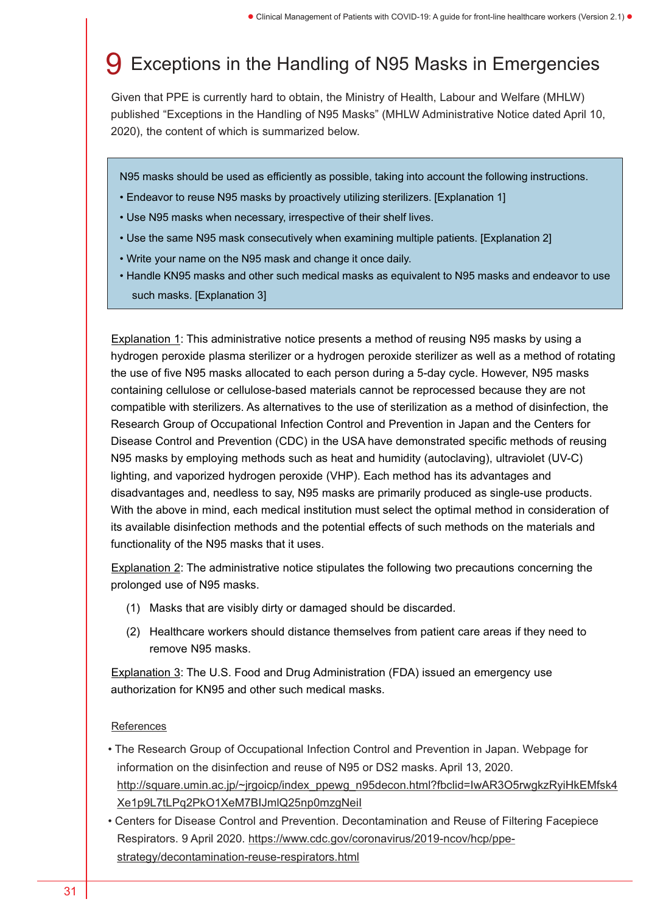# 9 Exceptions in the Handling of N95 Masks in Emergencies

Given that PPE is currently hard to obtain, the Ministry of Health, Labour and Welfare (MHLW) published “Exceptions in the Handling of N95 Masks” (MHLW Administrative Notice dated April 10, 2020), the content of which is summarized below.

> N95 masks should be used as efficiently as possible, taking into account the following instructions.
>
> - Endeavor to reuse N95 masks by proactively utilizing sterilizers. [Explanation 1]
> - Use N95 masks when necessary, irrespective of their shelf lives.
> - Use the same N95 mask consecutively when examining multiple patients. [Explanation 2]
> - Write your name on the N95 mask and change it once daily.
> - Handle KN95 masks and other such medical masks as equivalent to N95 masks and endeavor to use such masks. [Explanation 3]

Explanation 1: This administrative notice presents a method of reusing N95 masks by using a hydrogen peroxide plasma sterilizer or a hydrogen peroxide sterilizer as well as a method of rotating the use of five N95 masks allocated to each person during a 5-day cycle. However, N95 masks containing cellulose or cellulose-based materials cannot be reprocessed because they are not compatible with sterilizers. As alternatives to the use of sterilization as a method of disinfection, the Research Group of Occupational Infection Control and Prevention in Japan and the Centers for Disease Control and Prevention (CDC) in the USA have demonstrated specific methods of reusing N95 masks by employing methods such as heat and humidity (autoclaving), ultraviolet (UV-C) lighting, and vaporized hydrogen peroxide (VHP). Each method has its advantages and disadvantages and, needless to say, N95 masks are primarily produced as single-use products. With the above in mind, each medical institution must select the optimal method in consideration of its available disinfection methods and the potential effects of such methods on the materials and functionality of the N95 masks that it uses.

Explanation 2: The administrative notice stipulates the following two precautions concerning the prolonged use of N95 masks.

(1) Masks that are visibly dirty or damaged should be discarded.

(2) Healthcare workers should distance themselves from patient care areas if they need to remove N95 masks.

Explanation 3: The U.S. Food and Drug Administration (FDA) issued an emergency use authorization for KN95 and other such medical masks.

References

- The Research Group of Occupational Infection Control and Prevention in Japan. Webpage for information on the disinfection and reuse of N95 or DS2 masks. April 13, 2020. http://square.umin.ac.jp/~jrgoicp/index_ppewg_n95decon.html?fbclid=IwAR3O5rwgkzRyiHkEMfsk4Xe1p9L7tLPq2PkO1XeM7BIJmlQ25np0mzgNeil
- Centers for Disease Control and Prevention. Decontamination and Reuse of Filtering Facepiece Respirators. 9 April 2020. https://www.cdc.gov/coronavirus/2019-ncov/hcp/ppe-strategy/decontamination-reuse-respirators.html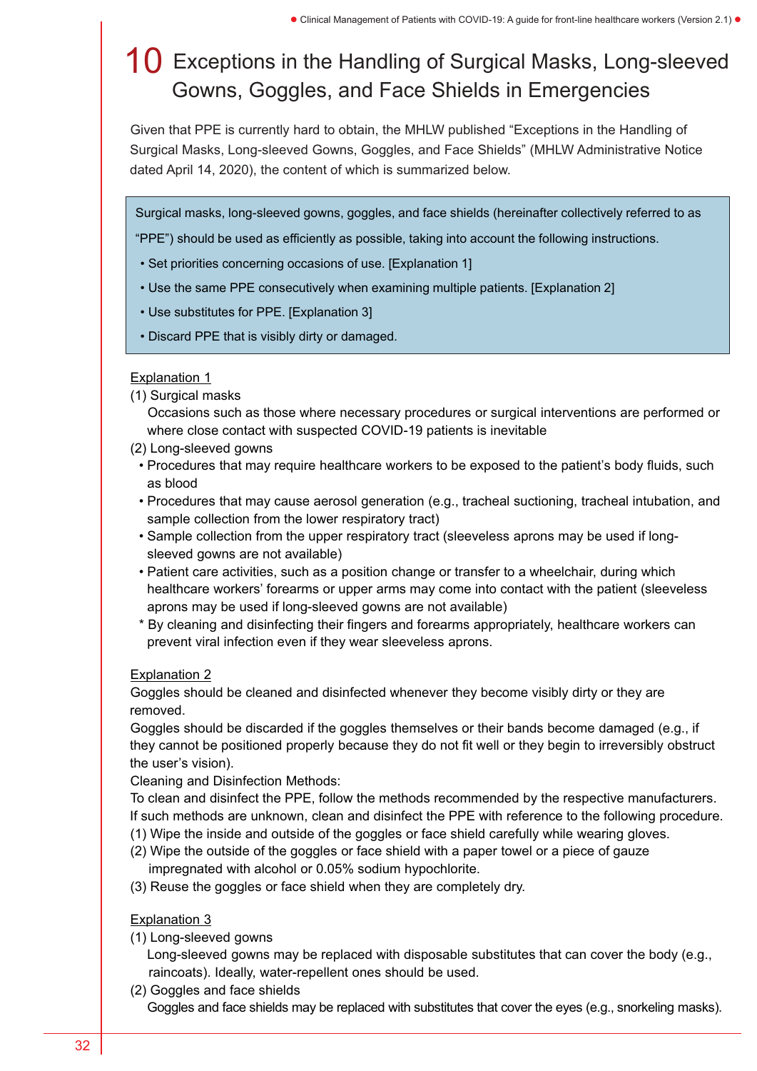# 10 Exceptions in the Handling of Surgical Masks, Long-sleeved Gowns, Goggles, and Face Shields in Emergencies

Given that PPE is currently hard to obtain, the MHLW published "Exceptions in the Handling of Surgical Masks, Long-sleeved Gowns, Goggles, and Face Shields" (MHLW Administrative Notice dated April 14, 2020), the content of which is summarized below.

> Surgical masks, long-sleeved gowns, goggles, and face shields (hereinafter collectively referred to as "PPE") should be used as efficiently as possible, taking into account the following instructions.
>
> - Set priorities concerning occasions of use. [Explanation 1]
> - Use the same PPE consecutively when examining multiple patients. [Explanation 2]
> - Use substitutes for PPE. [Explanation 3]
> - Discard PPE that is visibly dirty or damaged.

Explanation 1

(1) Surgical masks

Occasions such as those where necessary procedures or surgical interventions are performed or where close contact with suspected COVID-19 patients is inevitable

(2) Long-sleeved gowns

- Procedures that may require healthcare workers to be exposed to the patient's body fluids, such as blood
- Procedures that may cause aerosol generation (e.g., tracheal suctioning, tracheal intubation, and sample collection from the lower respiratory tract)
- Sample collection from the upper respiratory tract (sleeveless aprons may be used if long-sleeved gowns are not available)
- Patient care activities, such as a position change or transfer to a wheelchair, during which healthcare workers' forearms or upper arms may come into contact with the patient (sleeveless aprons may be used if long-sleeved gowns are not available)

\* By cleaning and disinfecting their fingers and forearms appropriately, healthcare workers can prevent viral infection even if they wear sleeveless aprons.

Explanation 2

Goggles should be cleaned and disinfected whenever they become visibly dirty or they are removed.

Goggles should be discarded if the goggles themselves or their bands become damaged (e.g., if they cannot be positioned properly because they do not fit well or they begin to irreversibly obstruct the user's vision).

Cleaning and Disinfection Methods:

To clean and disinfect the PPE, follow the methods recommended by the respective manufacturers. If such methods are unknown, clean and disinfect the PPE with reference to the following procedure.

(1) Wipe the inside and outside of the goggles or face shield carefully while wearing gloves.

(2) Wipe the outside of the goggles or face shield with a paper towel or a piece of gauze impregnated with alcohol or 0.05% sodium hypochlorite.

(3) Reuse the goggles or face shield when they are completely dry.

Explanation 3

(1) Long-sleeved gowns

Long-sleeved gowns may be replaced with disposable substitutes that can cover the body (e.g., raincoats). Ideally, water-repellent ones should be used.

(2) Goggles and face shields

Goggles and face shields may be replaced with substitutes that cover the eyes (e.g., snorkeling masks).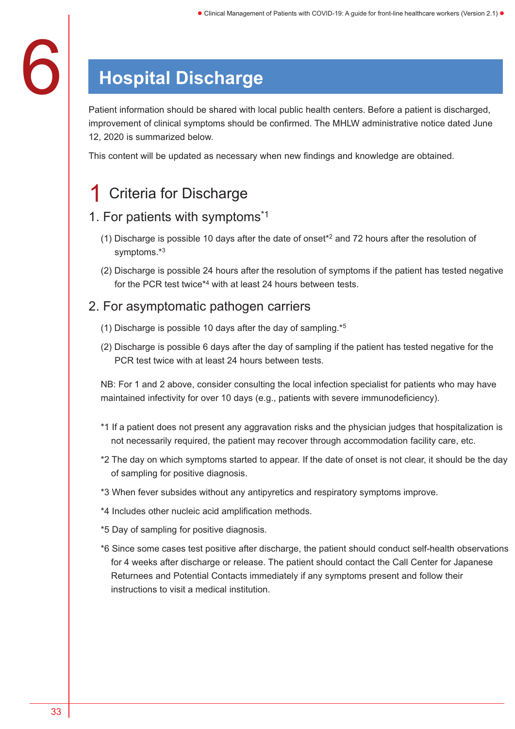# 6 Hospital Discharge

Patient information should be shared with local public health centers. Before a patient is discharged, improvement of clinical symptoms should be confirmed. The MHLW administrative notice dated June 12, 2020 is summarized below.

This content will be updated as necessary when new findings and knowledge are obtained.

## 1 Criteria for Discharge

### 1. For patients with symptoms*1

(1) Discharge is possible 10 days after the date of onset*2 and 72 hours after the resolution of symptoms.*3

(2) Discharge is possible 24 hours after the resolution of symptoms if the patient has tested negative for the PCR test twice*4 with at least 24 hours between tests.

### 2. For asymptomatic pathogen carriers

(1) Discharge is possible 10 days after the day of sampling.*5

(2) Discharge is possible 6 days after the day of sampling if the patient has tested negative for the PCR test twice with at least 24 hours between tests.

NB: For 1 and 2 above, consider consulting the local infection specialist for patients who may have maintained infectivity for over 10 days (e.g., patients with severe immunodeficiency).

*1 If a patient does not present any aggravation risks and the physician judges that hospitalization is not necessarily required, the patient may recover through accommodation facility care, etc.

*2 The day on which symptoms started to appear. If the date of onset is not clear, it should be the day of sampling for positive diagnosis.

*3 When fever subsides without any antipyretics and respiratory symptoms improve.

*4 Includes other nucleic acid amplification methods.

*5 Day of sampling for positive diagnosis.

*6 Since some cases test positive after discharge, the patient should conduct self-health observations for 4 weeks after discharge or release. The patient should contact the Call Center for Japanese Returnees and Potential Contacts immediately if any symptoms present and follow their instructions to visit a medical institution.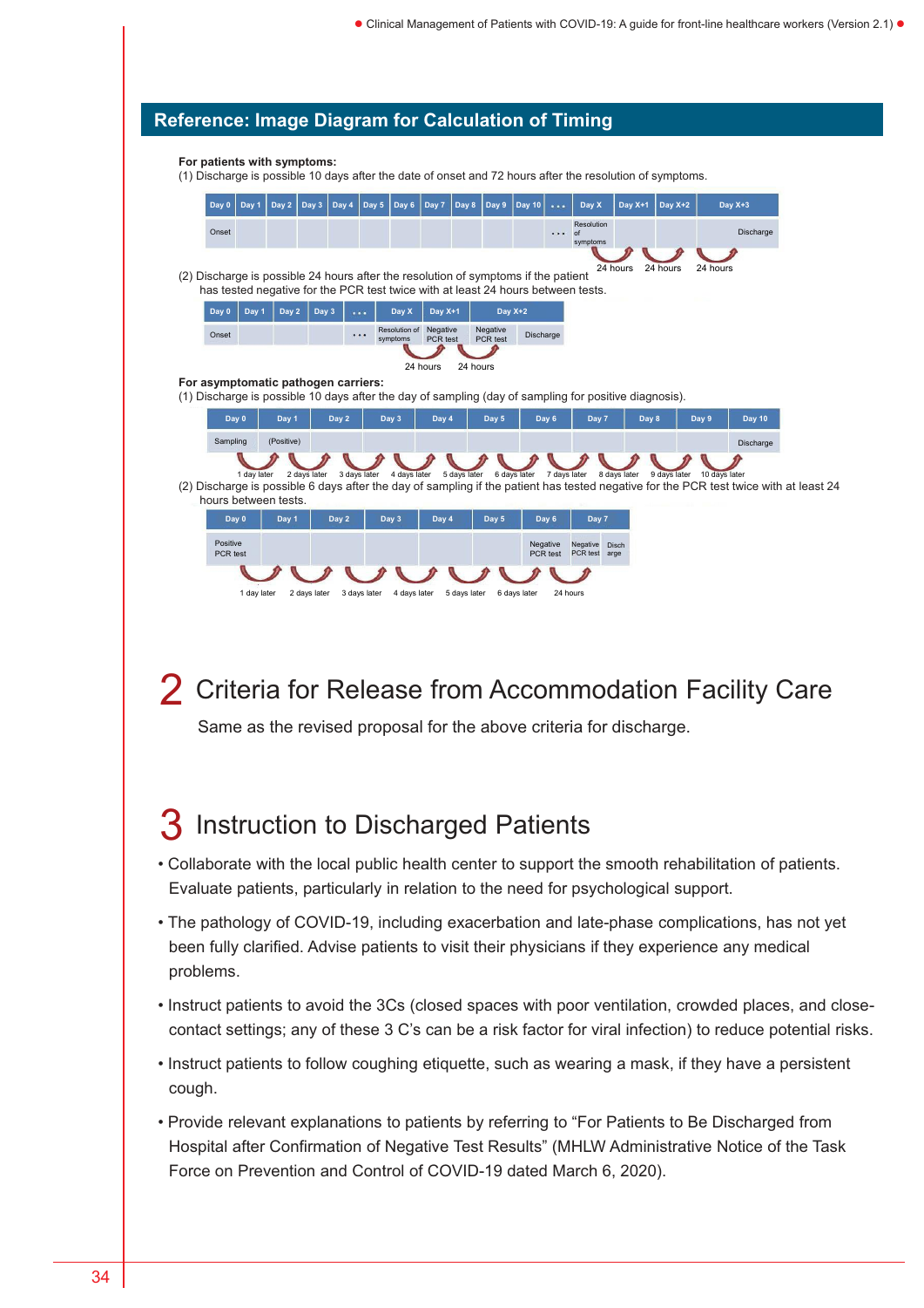## Reference: Image Diagram for Calculation of Timing

**For patients with symptoms:**

(1) Discharge is possible 10 days after the date of onset and 72 hours after the resolution of symptoms.

| Day 0 | Day 1 | Day 2 | Day 3 | Day 4 | Day 5 | Day 6 | Day 7 | Day 8 | Day 9 | Day 10 | ... | Day X | Day X+1 | Day X+2 | Day X+3 |
|---|---|---|---|---|---|---|---|---|---|---|---|---|---|---|---|
| Onset | | | | | | | | | | | ... | Resolution of symptoms | | | Discharge |

24 hours 24 hours 24 hours

(2) Discharge is possible 24 hours after the resolution of symptoms if the patient has tested negative for the PCR test twice with at least 24 hours between tests.

| Day 0 | Day 1 | Day 2 | Day 3 | ... | Day X | Day X+1 | Day X+2 | |
|---|---|---|---|---|---|---|---|---|
| Onset | | | | ... | Resolution of symptoms | Negative PCR test | Negative PCR test | Discharge |

24 hours 24 hours

**For asymptomatic pathogen carriers:**

(1) Discharge is possible 10 days after the day of sampling (day of sampling for positive diagnosis).

| Day 0 | Day 1 | Day 2 | Day 3 | Day 4 | Day 5 | Day 6 | Day 7 | Day 8 | Day 9 | Day 10 |
|---|---|---|---|---|---|---|---|---|---|---|
| Sampling | (Positive) | | | | | | | | | Discharge |

1 day later 2 days later 3 days later 4 days later 5 days later 6 days later 7 days later 8 days later 9 days later 10 days later

(2) Discharge is possible 6 days after the day of sampling if the patient has tested negative for the PCR test twice with at least 24 hours between tests.

| Day 0 | Day 1 | Day 2 | Day 3 | Day 4 | Day 5 | Day 6 | Day 7 | |
|---|---|---|---|---|---|---|---|---|
| Positive PCR test | | | | | | Negative PCR test | Negative PCR test | Discharge |

1 day later 2 days later 3 days later 4 days later 5 days later 6 days later 24 hours

## 2 Criteria for Release from Accommodation Facility Care

Same as the revised proposal for the above criteria for discharge.

## 3 Instruction to Discharged Patients

- Collaborate with the local public health center to support the smooth rehabilitation of patients. Evaluate patients, particularly in relation to the need for psychological support.
- The pathology of COVID-19, including exacerbation and late-phase complications, has not yet been fully clarified. Advise patients to visit their physicians if they experience any medical problems.
- Instruct patients to avoid the 3Cs (closed spaces with poor ventilation, crowded places, and close-contact settings; any of these 3 C's can be a risk factor for viral infection) to reduce potential risks.
- Instruct patients to follow coughing etiquette, such as wearing a mask, if they have a persistent cough.
- Provide relevant explanations to patients by referring to "For Patients to Be Discharged from Hospital after Confirmation of Negative Test Results" (MHLW Administrative Notice of the Task Force on Prevention and Control of COVID-19 dated March 6, 2020).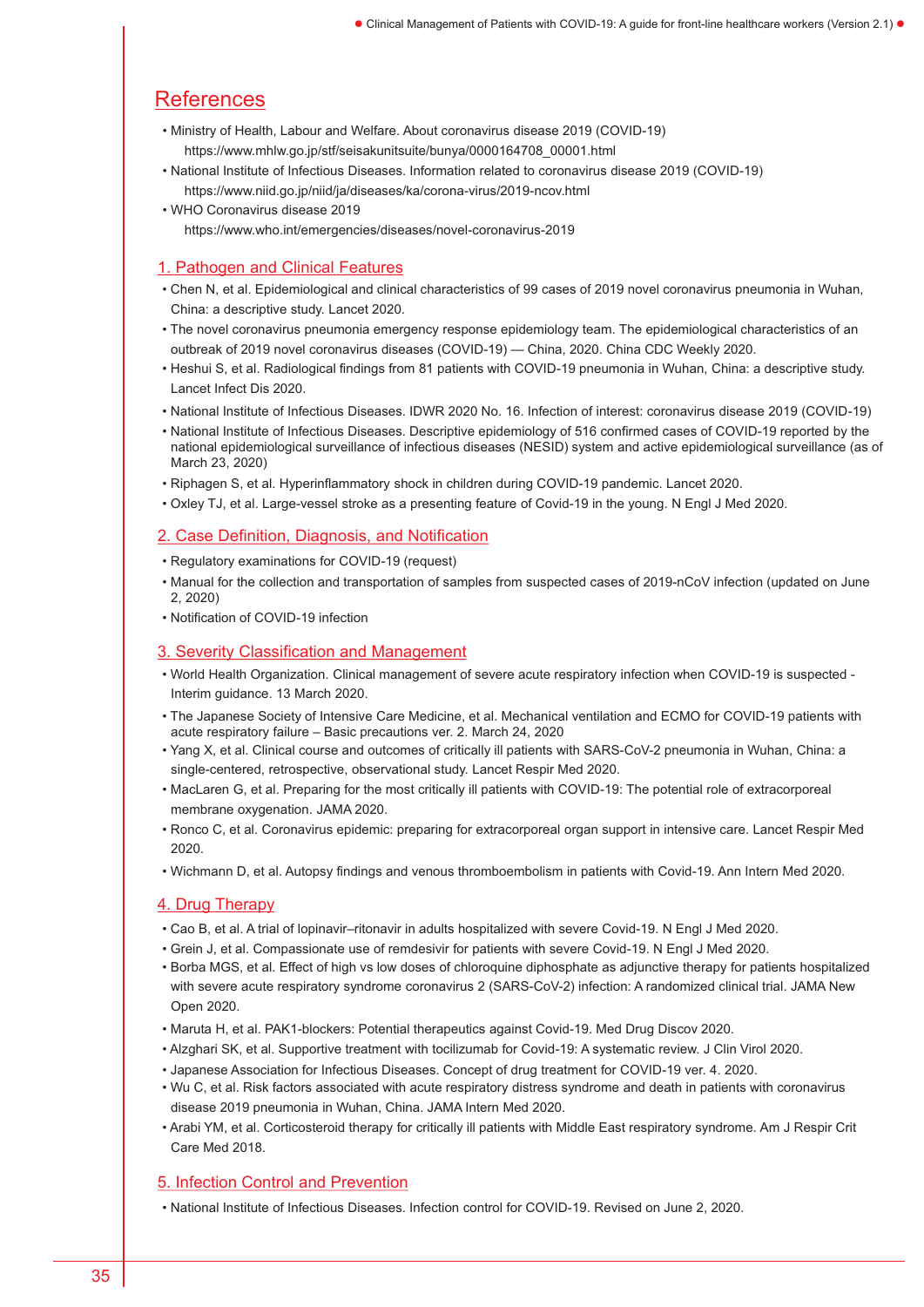# References

- Ministry of Health, Labour and Welfare. About coronavirus disease 2019 (COVID-19)
  https://www.mhlw.go.jp/stf/seisakunitsuite/bunya/0000164708_00001.html
- National Institute of Infectious Diseases. Information related to coronavirus disease 2019 (COVID-19)
  https://www.niid.go.jp/niid/ja/diseases/ka/corona-virus/2019-ncov.html
- WHO Coronavirus disease 2019
  https://www.who.int/emergencies/diseases/novel-coronavirus-2019

## 1. Pathogen and Clinical Features

- Chen N, et al. Epidemiological and clinical characteristics of 99 cases of 2019 novel coronavirus pneumonia in Wuhan, China: a descriptive study. Lancet 2020.
- The novel coronavirus pneumonia emergency response epidemiology team. The epidemiological characteristics of an outbreak of 2019 novel coronavirus diseases (COVID-19) — China, 2020. China CDC Weekly 2020.
- Heshui S, et al. Radiological findings from 81 patients with COVID-19 pneumonia in Wuhan, China: a descriptive study. Lancet Infect Dis 2020.
- National Institute of Infectious Diseases. IDWR 2020 No. 16. Infection of interest: coronavirus disease 2019 (COVID-19)
- National Institute of Infectious Diseases. Descriptive epidemiology of 516 confirmed cases of COVID-19 reported by the national epidemiological surveillance of infectious diseases (NESID) system and active epidemiological surveillance (as of March 23, 2020)
- Riphagen S, et al. Hyperinflammatory shock in children during COVID-19 pandemic. Lancet 2020.
- Oxley TJ, et al. Large-vessel stroke as a presenting feature of Covid-19 in the young. N Engl J Med 2020.

## 2. Case Definition, Diagnosis, and Notification

- Regulatory examinations for COVID-19 (request)
- Manual for the collection and transportation of samples from suspected cases of 2019-nCoV infection (updated on June 2, 2020)
- Notification of COVID-19 infection

## 3. Severity Classification and Management

- World Health Organization. Clinical management of severe acute respiratory infection when COVID-19 is suspected - Interim guidance. 13 March 2020.
- The Japanese Society of Intensive Care Medicine, et al. Mechanical ventilation and ECMO for COVID-19 patients with acute respiratory failure – Basic precautions ver. 2. March 24, 2020
- Yang X, et al. Clinical course and outcomes of critically ill patients with SARS-CoV-2 pneumonia in Wuhan, China: a single-centered, retrospective, observational study. Lancet Respir Med 2020.
- MacLaren G, et al. Preparing for the most critically ill patients with COVID-19: The potential role of extracorporeal membrane oxygenation. JAMA 2020.
- Ronco C, et al. Coronavirus epidemic: preparing for extracorporeal organ support in intensive care. Lancet Respir Med 2020.
- Wichmann D, et al. Autopsy findings and venous thromboembolism in patients with Covid-19. Ann Intern Med 2020.

## 4. Drug Therapy

- Cao B, et al. A trial of lopinavir–ritonavir in adults hospitalized with severe Covid-19. N Engl J Med 2020.
- Grein J, et al. Compassionate use of remdesivir for patients with severe Covid-19. N Engl J Med 2020.
- Borba MGS, et al. Effect of high vs low doses of chloroquine diphosphate as adjunctive therapy for patients hospitalized with severe acute respiratory syndrome coronavirus 2 (SARS-CoV-2) infection: A randomized clinical trial. JAMA New Open 2020.
- Maruta H, et al. PAK1-blockers: Potential therapeutics against Covid-19. Med Drug Discov 2020.
- Alzghari SK, et al. Supportive treatment with tocilizumab for Covid-19: A systematic review. J Clin Virol 2020.
- Japanese Association for Infectious Diseases. Concept of drug treatment for COVID-19 ver. 4. 2020.
- Wu C, et al. Risk factors associated with acute respiratory distress syndrome and death in patients with coronavirus disease 2019 pneumonia in Wuhan, China. JAMA Intern Med 2020.
- Arabi YM, et al. Corticosteroid therapy for critically ill patients with Middle East respiratory syndrome. Am J Respir Crit Care Med 2018.

## 5. Infection Control and Prevention

- National Institute of Infectious Diseases. Infection control for COVID-19. Revised on June 2, 2020.